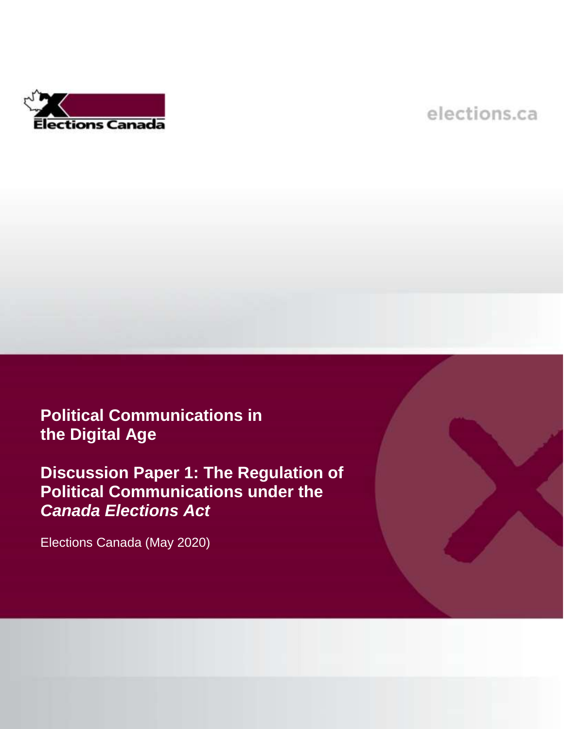Elections Canada

elections.ca

# Political Communications in the Digital Age

## Discussion Paper 1: The Regulation of Political Communications under the *Canada Elections Act*

Elections Canada (May 2020)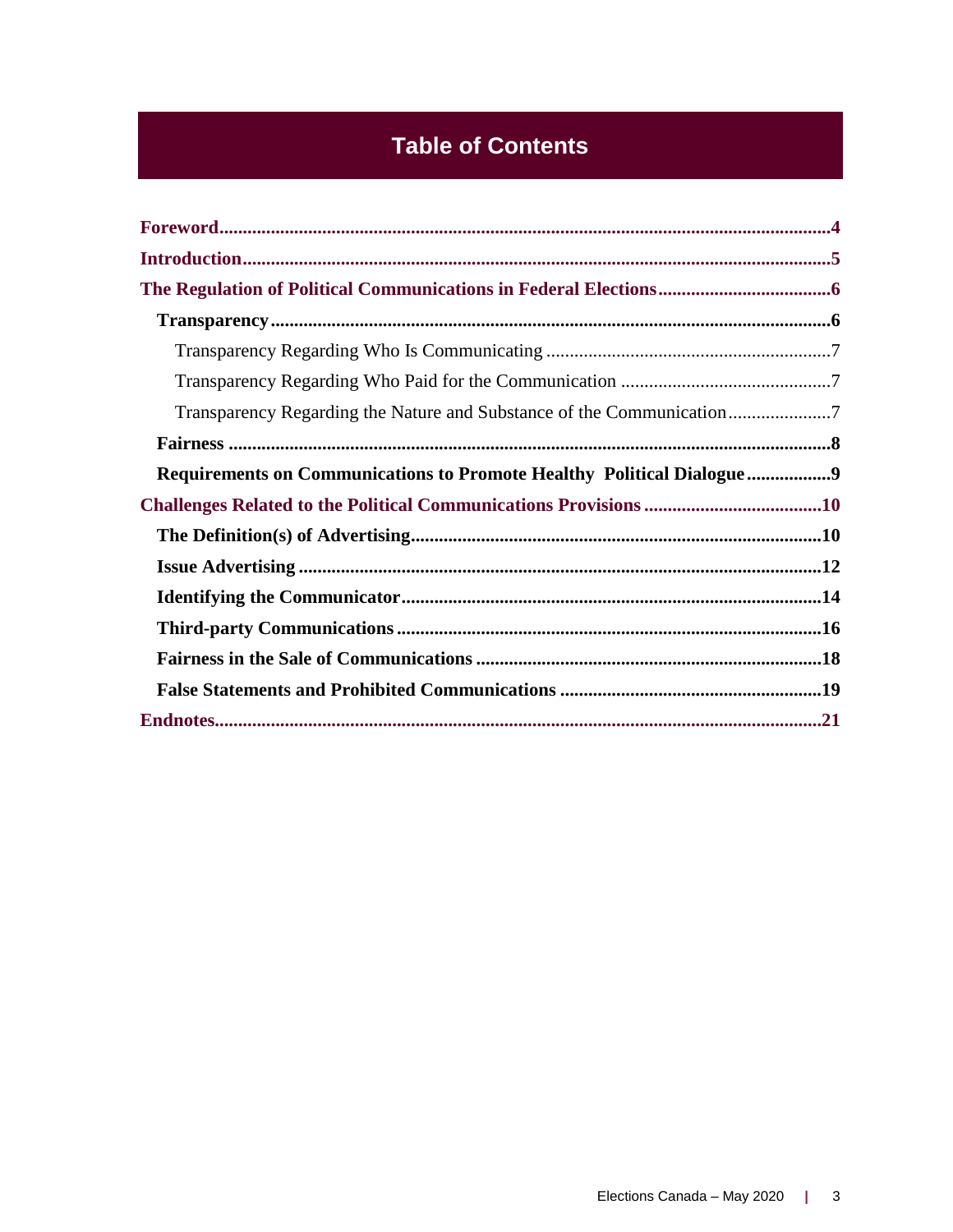# Table of Contents

- **Foreword** ... 4
- **Introduction** ... 5
- **The Regulation of Political Communications in Federal Elections** ... 6
  - **Transparency** ... 6
    - Transparency Regarding Who Is Communicating ... 7
    - Transparency Regarding Who Paid for the Communication ... 7
    - Transparency Regarding the Nature and Substance of the Communication ... 7
  - **Fairness** ... 8
  - **Requirements on Communications to Promote Healthy Political Dialogue** ... 9
- **Challenges Related to the Political Communications Provisions** ... 10
  - **The Definition(s) of Advertising** ... 10
  - **Issue Advertising** ... 12
  - **Identifying the Communicator** ... 14
  - **Third-party Communications** ... 16
  - **Fairness in the Sale of Communications** ... 18
  - **False Statements and Prohibited Communications** ... 19
- **Endnotes** ... 21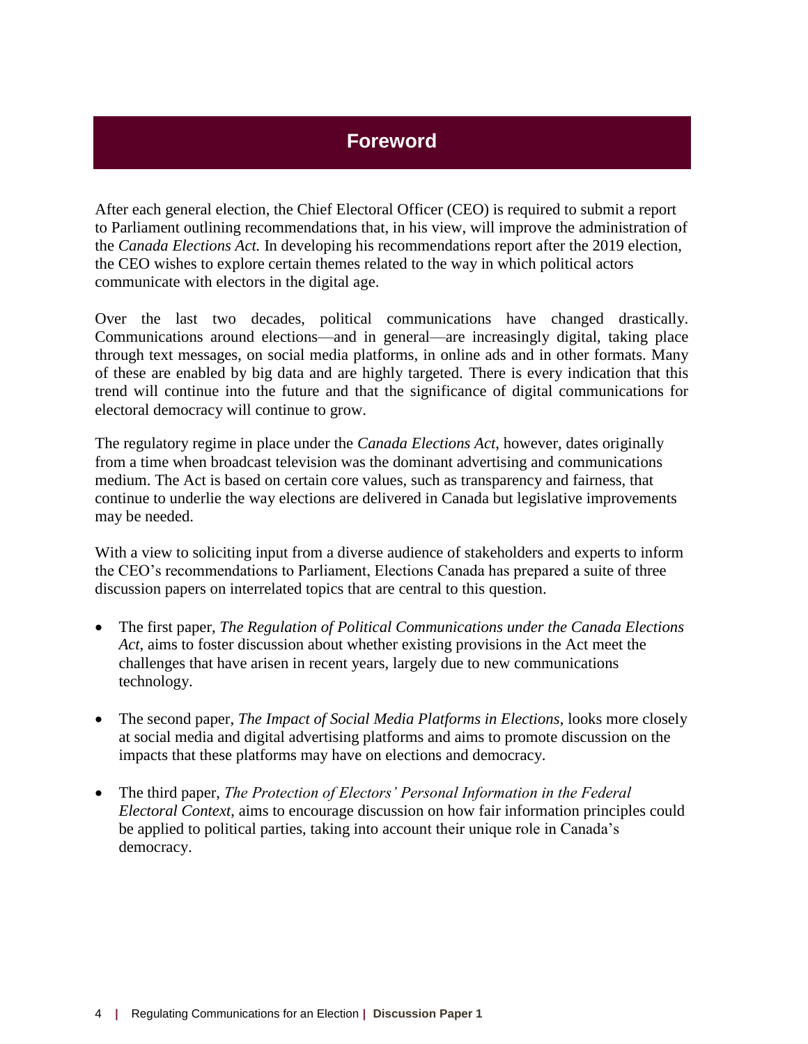# Foreword

After each general election, the Chief Electoral Officer (CEO) is required to submit a report to Parliament outlining recommendations that, in his view, will improve the administration of the *Canada Elections Act.* In developing his recommendations report after the 2019 election, the CEO wishes to explore certain themes related to the way in which political actors communicate with electors in the digital age.

Over the last two decades, political communications have changed drastically. Communications around elections—and in general—are increasingly digital, taking place through text messages, on social media platforms, in online ads and in other formats. Many of these are enabled by big data and are highly targeted. There is every indication that this trend will continue into the future and that the significance of digital communications for electoral democracy will continue to grow.

The regulatory regime in place under the *Canada Elections Act*, however, dates originally from a time when broadcast television was the dominant advertising and communications medium. The Act is based on certain core values, such as transparency and fairness, that continue to underlie the way elections are delivered in Canada but legislative improvements may be needed.

With a view to soliciting input from a diverse audience of stakeholders and experts to inform the CEO's recommendations to Parliament, Elections Canada has prepared a suite of three discussion papers on interrelated topics that are central to this question.

- The first paper, *The Regulation of Political Communications under the Canada Elections Act*, aims to foster discussion about whether existing provisions in the Act meet the challenges that have arisen in recent years, largely due to new communications technology.
- The second paper, *The Impact of Social Media Platforms in Elections*, looks more closely at social media and digital advertising platforms and aims to promote discussion on the impacts that these platforms may have on elections and democracy.
- The third paper, *The Protection of Electors' Personal Information in the Federal Electoral Context*, aims to encourage discussion on how fair information principles could be applied to political parties, taking into account their unique role in Canada's democracy.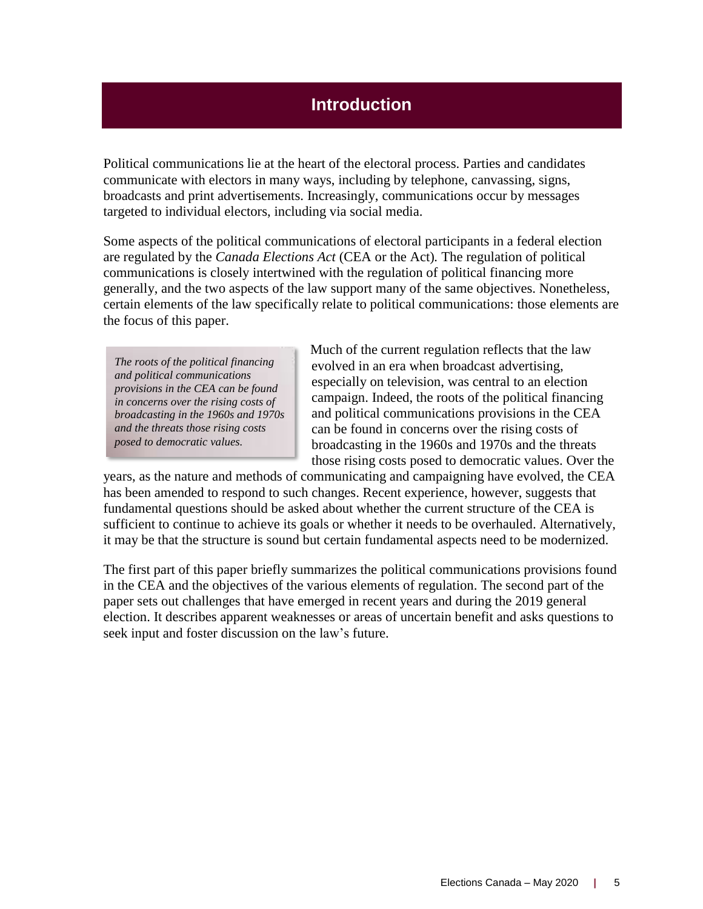# Introduction

Political communications lie at the heart of the electoral process. Parties and candidates communicate with electors in many ways, including by telephone, canvassing, signs, broadcasts and print advertisements. Increasingly, communications occur by messages targeted to individual electors, including via social media.

Some aspects of the political communications of electoral participants in a federal election are regulated by the *Canada Elections Act* (CEA or the Act). The regulation of political communications is closely intertwined with the regulation of political financing more generally, and the two aspects of the law support many of the same objectives. Nonetheless, certain elements of the law specifically relate to political communications: those elements are the focus of this paper.

> *The roots of the political financing and political communications provisions in the CEA can be found in concerns over the rising costs of broadcasting in the 1960s and 1970s and the threats those rising costs posed to democratic values.*

Much of the current regulation reflects that the law evolved in an era when broadcast advertising, especially on television, was central to an election campaign. Indeed, the roots of the political financing and political communications provisions in the CEA can be found in concerns over the rising costs of broadcasting in the 1960s and 1970s and the threats those rising costs posed to democratic values. Over the years, as the nature and methods of communicating and campaigning have evolved, the CEA has been amended to respond to such changes. Recent experience, however, suggests that fundamental questions should be asked about whether the current structure of the CEA is sufficient to continue to achieve its goals or whether it needs to be overhauled. Alternatively, it may be that the structure is sound but certain fundamental aspects need to be modernized.

The first part of this paper briefly summarizes the political communications provisions found in the CEA and the objectives of the various elements of regulation. The second part of the paper sets out challenges that have emerged in recent years and during the 2019 general election. It describes apparent weaknesses or areas of uncertain benefit and asks questions to seek input and foster discussion on the law's future.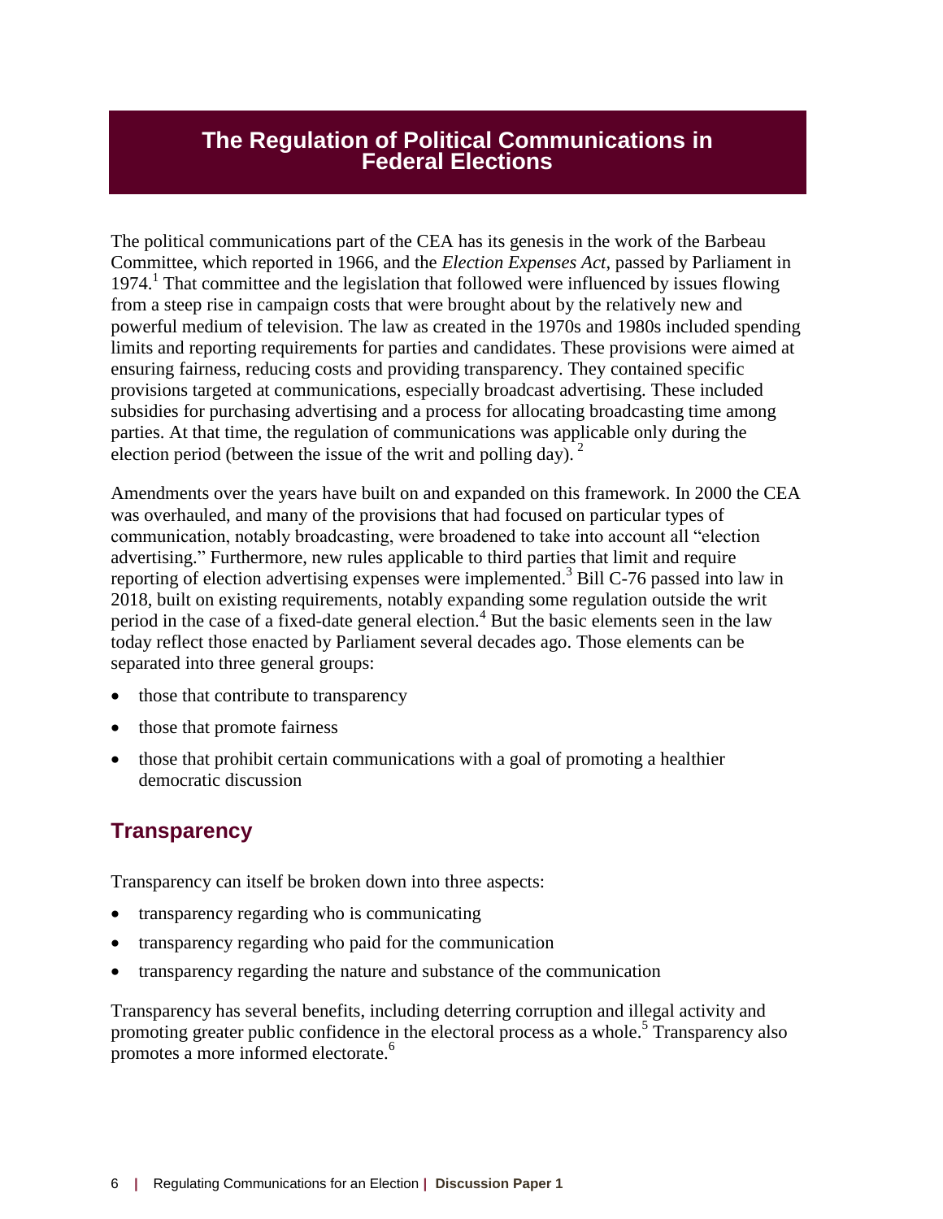# The Regulation of Political Communications in Federal Elections

The political communications part of the CEA has its genesis in the work of the Barbeau Committee, which reported in 1966, and the *Election Expenses Act*, passed by Parliament in 1974.[1] That committee and the legislation that followed were influenced by issues flowing from a steep rise in campaign costs that were brought about by the relatively new and powerful medium of television. The law as created in the 1970s and 1980s included spending limits and reporting requirements for parties and candidates. These provisions were aimed at ensuring fairness, reducing costs and providing transparency. They contained specific provisions targeted at communications, especially broadcast advertising. These included subsidies for purchasing advertising and a process for allocating broadcasting time among parties. At that time, the regulation of communications was applicable only during the election period (between the issue of the writ and polling day). [2]

Amendments over the years have built on and expanded on this framework. In 2000 the CEA was overhauled, and many of the provisions that had focused on particular types of communication, notably broadcasting, were broadened to take into account all "election advertising." Furthermore, new rules applicable to third parties that limit and require reporting of election advertising expenses were implemented.[3] Bill C-76 passed into law in 2018, built on existing requirements, notably expanding some regulation outside the writ period in the case of a fixed-date general election.[4] But the basic elements seen in the law today reflect those enacted by Parliament several decades ago. Those elements can be separated into three general groups:

- those that contribute to transparency
- those that promote fairness
- those that prohibit certain communications with a goal of promoting a healthier democratic discussion

## Transparency

Transparency can itself be broken down into three aspects:

- transparency regarding who is communicating
- transparency regarding who paid for the communication
- transparency regarding the nature and substance of the communication

Transparency has several benefits, including deterring corruption and illegal activity and promoting greater public confidence in the electoral process as a whole.[5] Transparency also promotes a more informed electorate.[6]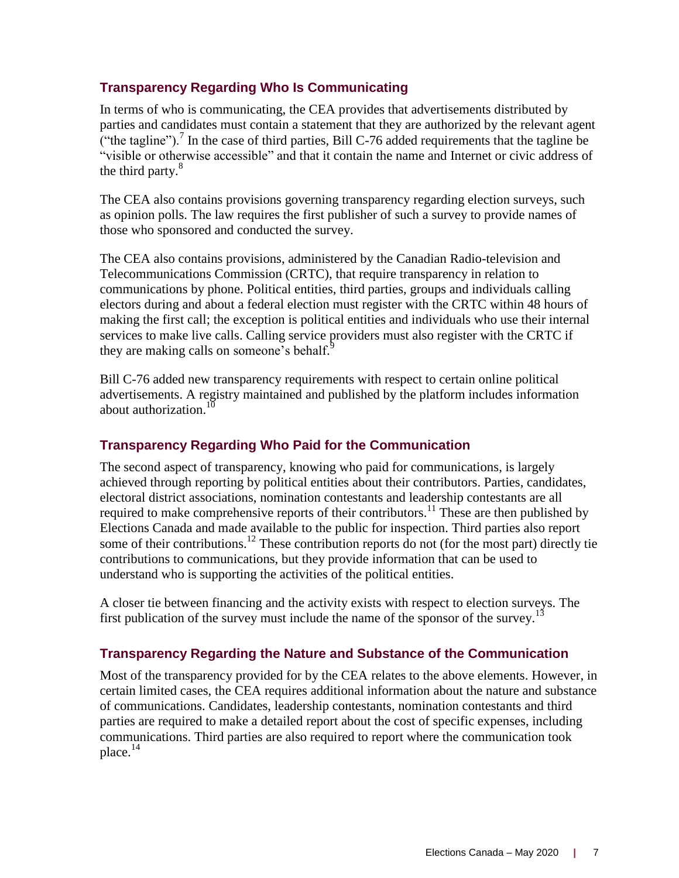### Transparency Regarding Who Is Communicating

In terms of who is communicating, the CEA provides that advertisements distributed by parties and candidates must contain a statement that they are authorized by the relevant agent ("the tagline").[7] In the case of third parties, Bill C-76 added requirements that the tagline be "visible or otherwise accessible" and that it contain the name and Internet or civic address of the third party.[8]

The CEA also contains provisions governing transparency regarding election surveys, such as opinion polls. The law requires the first publisher of such a survey to provide names of those who sponsored and conducted the survey.

The CEA also contains provisions, administered by the Canadian Radio-television and Telecommunications Commission (CRTC), that require transparency in relation to communications by phone. Political entities, third parties, groups and individuals calling electors during and about a federal election must register with the CRTC within 48 hours of making the first call; the exception is political entities and individuals who use their internal services to make live calls. Calling service providers must also register with the CRTC if they are making calls on someone's behalf.[9]

Bill C-76 added new transparency requirements with respect to certain online political advertisements. A registry maintained and published by the platform includes information about authorization.[10]

### Transparency Regarding Who Paid for the Communication

The second aspect of transparency, knowing who paid for communications, is largely achieved through reporting by political entities about their contributors. Parties, candidates, electoral district associations, nomination contestants and leadership contestants are all required to make comprehensive reports of their contributors.[11] These are then published by Elections Canada and made available to the public for inspection. Third parties also report some of their contributions.[12] These contribution reports do not (for the most part) directly tie contributions to communications, but they provide information that can be used to understand who is supporting the activities of the political entities.

A closer tie between financing and the activity exists with respect to election surveys. The first publication of the survey must include the name of the sponsor of the survey.[13]

### Transparency Regarding the Nature and Substance of the Communication

Most of the transparency provided for by the CEA relates to the above elements. However, in certain limited cases, the CEA requires additional information about the nature and substance of communications. Candidates, leadership contestants, nomination contestants and third parties are required to make a detailed report about the cost of specific expenses, including communications. Third parties are also required to report where the communication took place.[14]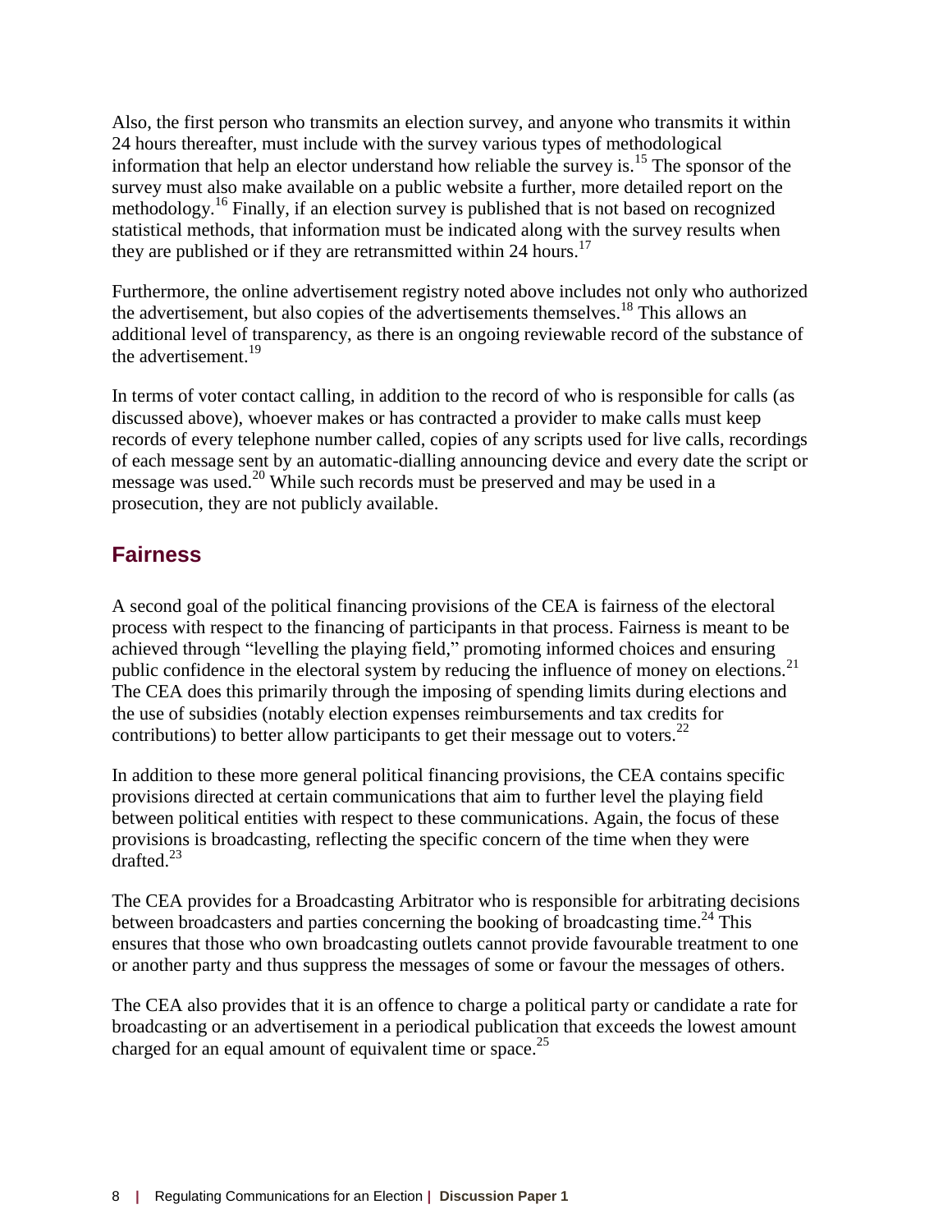Also, the first person who transmits an election survey, and anyone who transmits it within 24 hours thereafter, must include with the survey various types of methodological information that help an elector understand how reliable the survey is.[15] The sponsor of the survey must also make available on a public website a further, more detailed report on the methodology.[16] Finally, if an election survey is published that is not based on recognized statistical methods, that information must be indicated along with the survey results when they are published or if they are retransmitted within 24 hours.[17]

Furthermore, the online advertisement registry noted above includes not only who authorized the advertisement, but also copies of the advertisements themselves.[18] This allows an additional level of transparency, as there is an ongoing reviewable record of the substance of the advertisement.[19]

In terms of voter contact calling, in addition to the record of who is responsible for calls (as discussed above), whoever makes or has contracted a provider to make calls must keep records of every telephone number called, copies of any scripts used for live calls, recordings of each message sent by an automatic-dialling announcing device and every date the script or message was used.[20] While such records must be preserved and may be used in a prosecution, they are not publicly available.

## Fairness

A second goal of the political financing provisions of the CEA is fairness of the electoral process with respect to the financing of participants in that process. Fairness is meant to be achieved through "levelling the playing field," promoting informed choices and ensuring public confidence in the electoral system by reducing the influence of money on elections.[21] The CEA does this primarily through the imposing of spending limits during elections and the use of subsidies (notably election expenses reimbursements and tax credits for contributions) to better allow participants to get their message out to voters.[22]

In addition to these more general political financing provisions, the CEA contains specific provisions directed at certain communications that aim to further level the playing field between political entities with respect to these communications. Again, the focus of these provisions is broadcasting, reflecting the specific concern of the time when they were drafted.[23]

The CEA provides for a Broadcasting Arbitrator who is responsible for arbitrating decisions between broadcasters and parties concerning the booking of broadcasting time.[24] This ensures that those who own broadcasting outlets cannot provide favourable treatment to one or another party and thus suppress the messages of some or favour the messages of others.

The CEA also provides that it is an offence to charge a political party or candidate a rate for broadcasting or an advertisement in a periodical publication that exceeds the lowest amount charged for an equal amount of equivalent time or space.[25]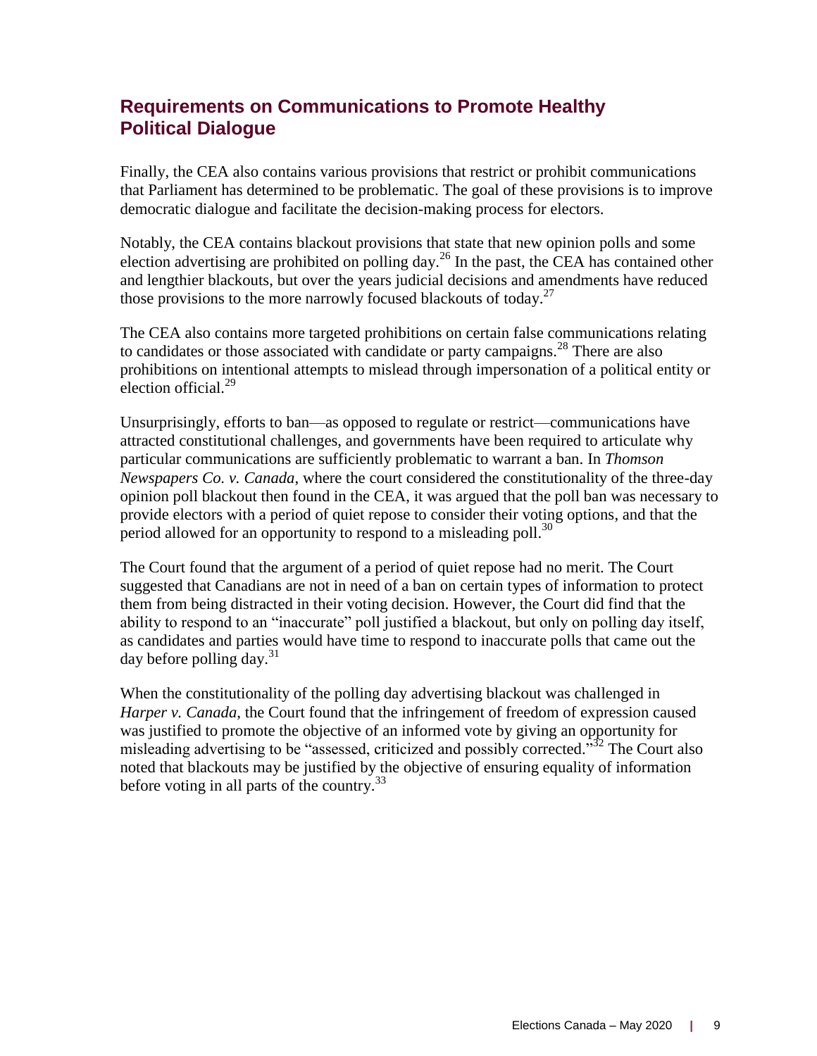## Requirements on Communications to Promote Healthy Political Dialogue

Finally, the CEA also contains various provisions that restrict or prohibit communications that Parliament has determined to be problematic. The goal of these provisions is to improve democratic dialogue and facilitate the decision-making process for electors.

Notably, the CEA contains blackout provisions that state that new opinion polls and some election advertising are prohibited on polling day.[26] In the past, the CEA has contained other and lengthier blackouts, but over the years judicial decisions and amendments have reduced those provisions to the more narrowly focused blackouts of today.[27]

The CEA also contains more targeted prohibitions on certain false communications relating to candidates or those associated with candidate or party campaigns.[28] There are also prohibitions on intentional attempts to mislead through impersonation of a political entity or election official.[29]

Unsurprisingly, efforts to ban—as opposed to regulate or restrict—communications have attracted constitutional challenges, and governments have been required to articulate why particular communications are sufficiently problematic to warrant a ban. In *Thomson Newspapers Co. v. Canada*, where the court considered the constitutionality of the three-day opinion poll blackout then found in the CEA, it was argued that the poll ban was necessary to provide electors with a period of quiet repose to consider their voting options, and that the period allowed for an opportunity to respond to a misleading poll.[30]

The Court found that the argument of a period of quiet repose had no merit. The Court suggested that Canadians are not in need of a ban on certain types of information to protect them from being distracted in their voting decision. However, the Court did find that the ability to respond to an "inaccurate" poll justified a blackout, but only on polling day itself, as candidates and parties would have time to respond to inaccurate polls that came out the day before polling day.[31]

When the constitutionality of the polling day advertising blackout was challenged in *Harper v. Canada*, the Court found that the infringement of freedom of expression caused was justified to promote the objective of an informed vote by giving an opportunity for misleading advertising to be "assessed, criticized and possibly corrected."[32] The Court also noted that blackouts may be justified by the objective of ensuring equality of information before voting in all parts of the country.[33]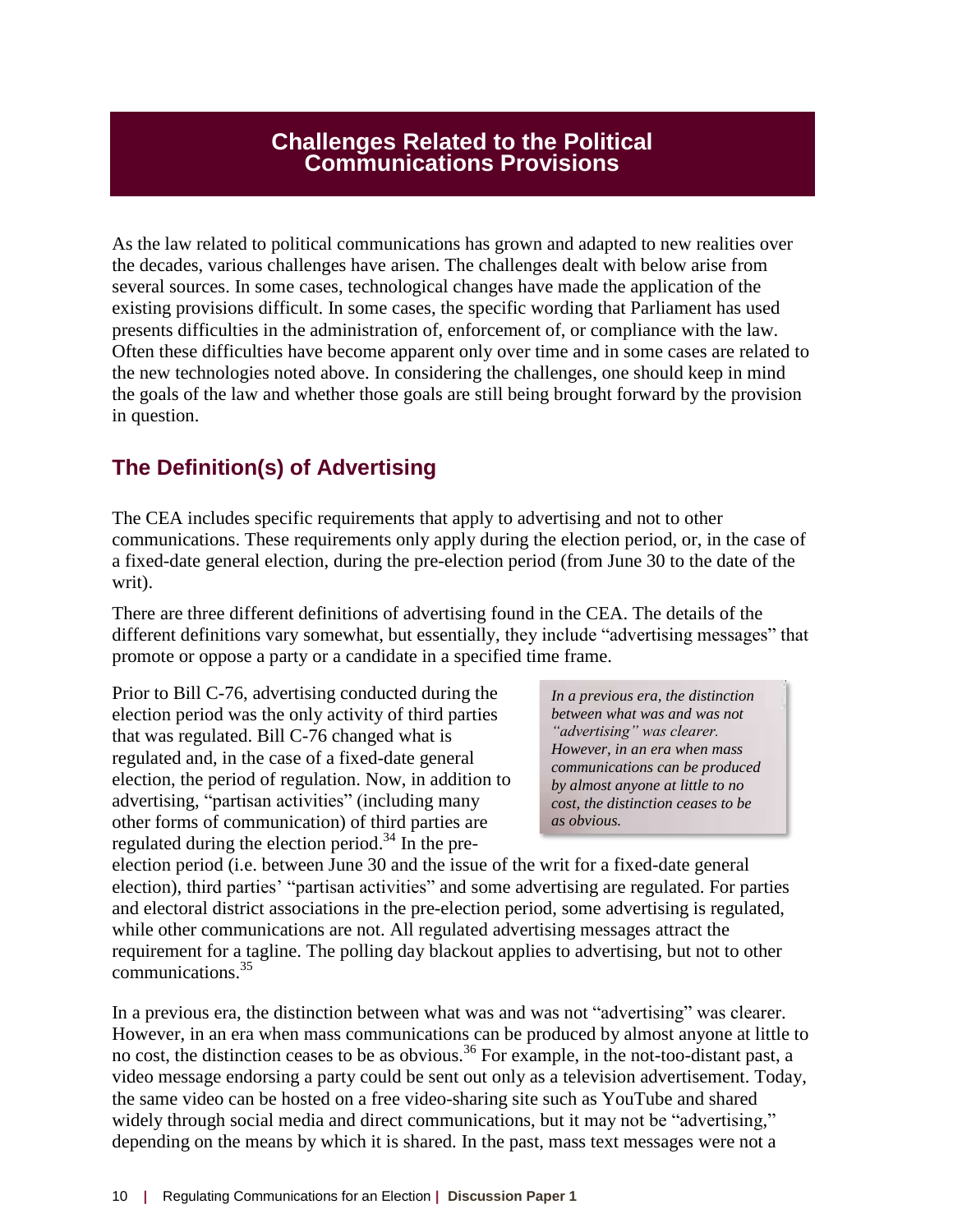## Challenges Related to the Political Communications Provisions

As the law related to political communications has grown and adapted to new realities over the decades, various challenges have arisen. The challenges dealt with below arise from several sources. In some cases, technological changes have made the application of the existing provisions difficult. In some cases, the specific wording that Parliament has used presents difficulties in the administration of, enforcement of, or compliance with the law. Often these difficulties have become apparent only over time and in some cases are related to the new technologies noted above. In considering the challenges, one should keep in mind the goals of the law and whether those goals are still being brought forward by the provision in question.

### The Definition(s) of Advertising

The CEA includes specific requirements that apply to advertising and not to other communications. These requirements only apply during the election period, or, in the case of a fixed-date general election, during the pre-election period (from June 30 to the date of the writ).

There are three different definitions of advertising found in the CEA. The details of the different definitions vary somewhat, but essentially, they include "advertising messages" that promote or oppose a party or a candidate in a specified time frame.

Prior to Bill C-76, advertising conducted during the election period was the only activity of third parties that was regulated. Bill C-76 changed what is regulated and, in the case of a fixed-date general election, the period of regulation. Now, in addition to advertising, "partisan activities" (including many other forms of communication) of third parties are regulated during the election period.[34] In the pre-election period (i.e. between June 30 and the issue of the writ for a fixed-date general election), third parties' "partisan activities" and some advertising are regulated. For parties and electoral district associations in the pre-election period, some advertising is regulated, while other communications are not. All regulated advertising messages attract the requirement for a tagline. The polling day blackout applies to advertising, but not to other communications.[35]

> *In a previous era, the distinction between what was and was not "advertising" was clearer. However, in an era when mass communications can be produced by almost anyone at little to no cost, the distinction ceases to be as obvious.*

In a previous era, the distinction between what was and was not "advertising" was clearer. However, in an era when mass communications can be produced by almost anyone at little to no cost, the distinction ceases to be as obvious.[36] For example, in the not-too-distant past, a video message endorsing a party could be sent out only as a television advertisement. Today, the same video can be hosted on a free video-sharing site such as YouTube and shared widely through social media and direct communications, but it may not be "advertising," depending on the means by which it is shared. In the past, mass text messages were not a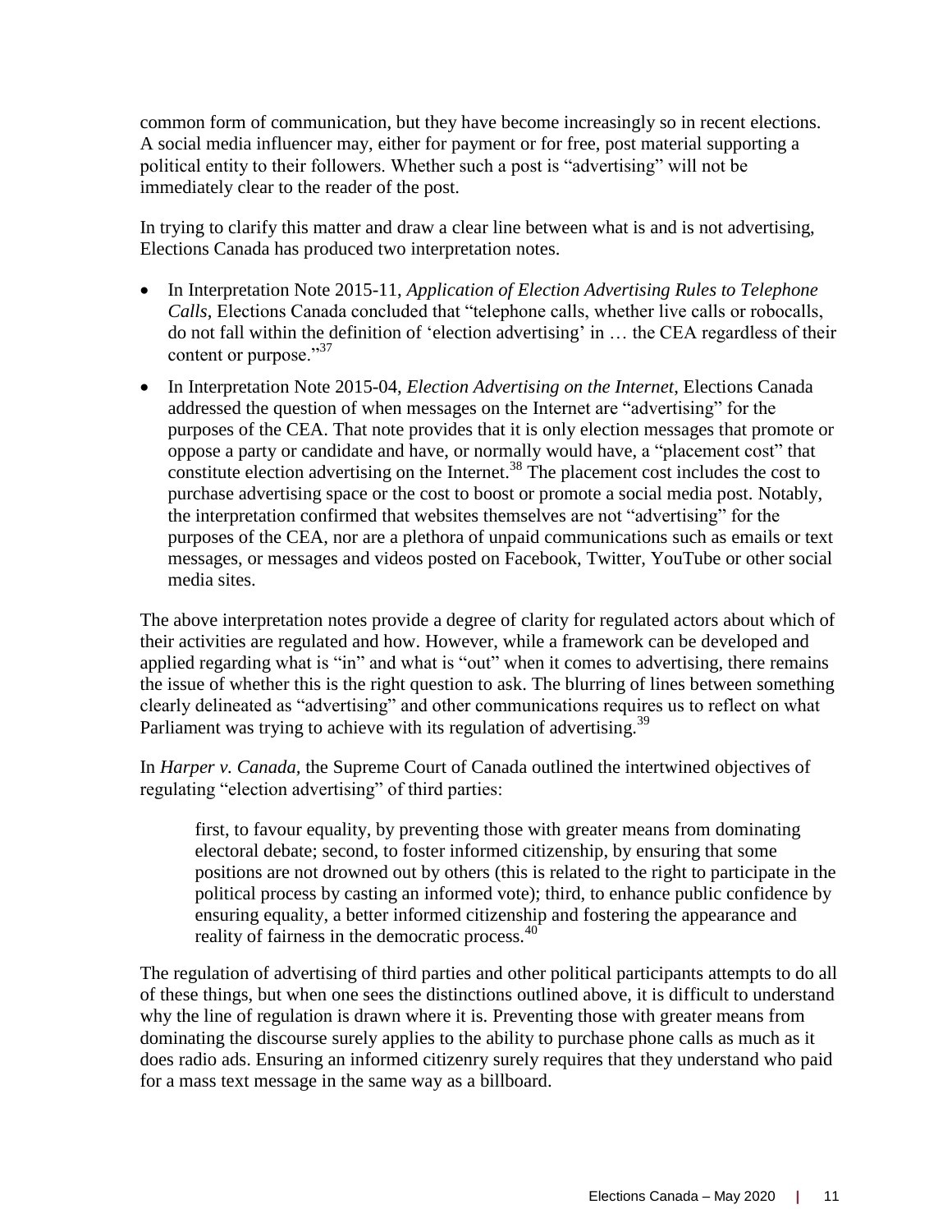common form of communication, but they have become increasingly so in recent elections. A social media influencer may, either for payment or for free, post material supporting a political entity to their followers. Whether such a post is "advertising" will not be immediately clear to the reader of the post.

In trying to clarify this matter and draw a clear line between what is and is not advertising, Elections Canada has produced two interpretation notes.

- In Interpretation Note 2015-11, *Application of Election Advertising Rules to Telephone Calls*, Elections Canada concluded that "telephone calls, whether live calls or robocalls, do not fall within the definition of 'election advertising' in … the CEA regardless of their content or purpose."[37]
- In Interpretation Note 2015-04, *Election Advertising on the Internet*, Elections Canada addressed the question of when messages on the Internet are "advertising" for the purposes of the CEA. That note provides that it is only election messages that promote or oppose a party or candidate and have, or normally would have, a "placement cost" that constitute election advertising on the Internet.[38] The placement cost includes the cost to purchase advertising space or the cost to boost or promote a social media post. Notably, the interpretation confirmed that websites themselves are not "advertising" for the purposes of the CEA, nor are a plethora of unpaid communications such as emails or text messages, or messages and videos posted on Facebook, Twitter, YouTube or other social media sites.

The above interpretation notes provide a degree of clarity for regulated actors about which of their activities are regulated and how. However, while a framework can be developed and applied regarding what is "in" and what is "out" when it comes to advertising, there remains the issue of whether this is the right question to ask. The blurring of lines between something clearly delineated as "advertising" and other communications requires us to reflect on what Parliament was trying to achieve with its regulation of advertising.[39]

In *Harper v. Canada*, the Supreme Court of Canada outlined the intertwined objectives of regulating "election advertising" of third parties:

> first, to favour equality, by preventing those with greater means from dominating electoral debate; second, to foster informed citizenship, by ensuring that some positions are not drowned out by others (this is related to the right to participate in the political process by casting an informed vote); third, to enhance public confidence by ensuring equality, a better informed citizenship and fostering the appearance and reality of fairness in the democratic process.[40]

The regulation of advertising of third parties and other political participants attempts to do all of these things, but when one sees the distinctions outlined above, it is difficult to understand why the line of regulation is drawn where it is. Preventing those with greater means from dominating the discourse surely applies to the ability to purchase phone calls as much as it does radio ads. Ensuring an informed citizenry surely requires that they understand who paid for a mass text message in the same way as a billboard.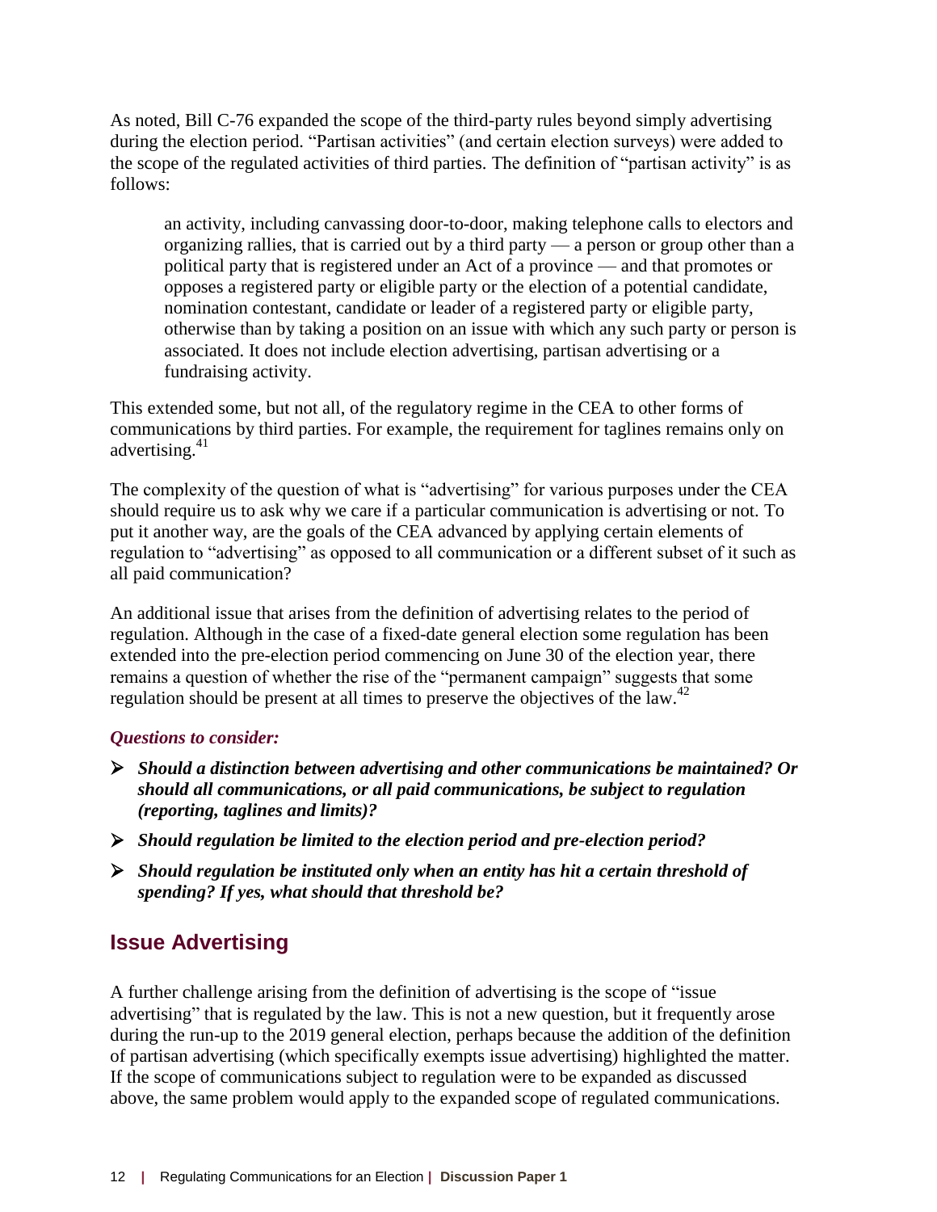As noted, Bill C-76 expanded the scope of the third-party rules beyond simply advertising during the election period. "Partisan activities" (and certain election surveys) were added to the scope of the regulated activities of third parties. The definition of "partisan activity" is as follows:

> an activity, including canvassing door-to-door, making telephone calls to electors and organizing rallies, that is carried out by a third party — a person or group other than a political party that is registered under an Act of a province — and that promotes or opposes a registered party or eligible party or the election of a potential candidate, nomination contestant, candidate or leader of a registered party or eligible party, otherwise than by taking a position on an issue with which any such party or person is associated. It does not include election advertising, partisan advertising or a fundraising activity.

This extended some, but not all, of the regulatory regime in the CEA to other forms of communications by third parties. For example, the requirement for taglines remains only on advertising.[41]

The complexity of the question of what is "advertising" for various purposes under the CEA should require us to ask why we care if a particular communication is advertising or not. To put it another way, are the goals of the CEA advanced by applying certain elements of regulation to "advertising" as opposed to all communication or a different subset of it such as all paid communication?

An additional issue that arises from the definition of advertising relates to the period of regulation. Although in the case of a fixed-date general election some regulation has been extended into the pre-election period commencing on June 30 of the election year, there remains a question of whether the rise of the "permanent campaign" suggests that some regulation should be present at all times to preserve the objectives of the law.[42]

***Questions to consider:***

- ***Should a distinction between advertising and other communications be maintained? Or should all communications, or all paid communications, be subject to regulation (reporting, taglines and limits)?***
- ***Should regulation be limited to the election period and pre-election period?***
- ***Should regulation be instituted only when an entity has hit a certain threshold of spending? If yes, what should that threshold be?***

## Issue Advertising

A further challenge arising from the definition of advertising is the scope of "issue advertising" that is regulated by the law. This is not a new question, but it frequently arose during the run-up to the 2019 general election, perhaps because the addition of the definition of partisan advertising (which specifically exempts issue advertising) highlighted the matter. If the scope of communications subject to regulation were to be expanded as discussed above, the same problem would apply to the expanded scope of regulated communications.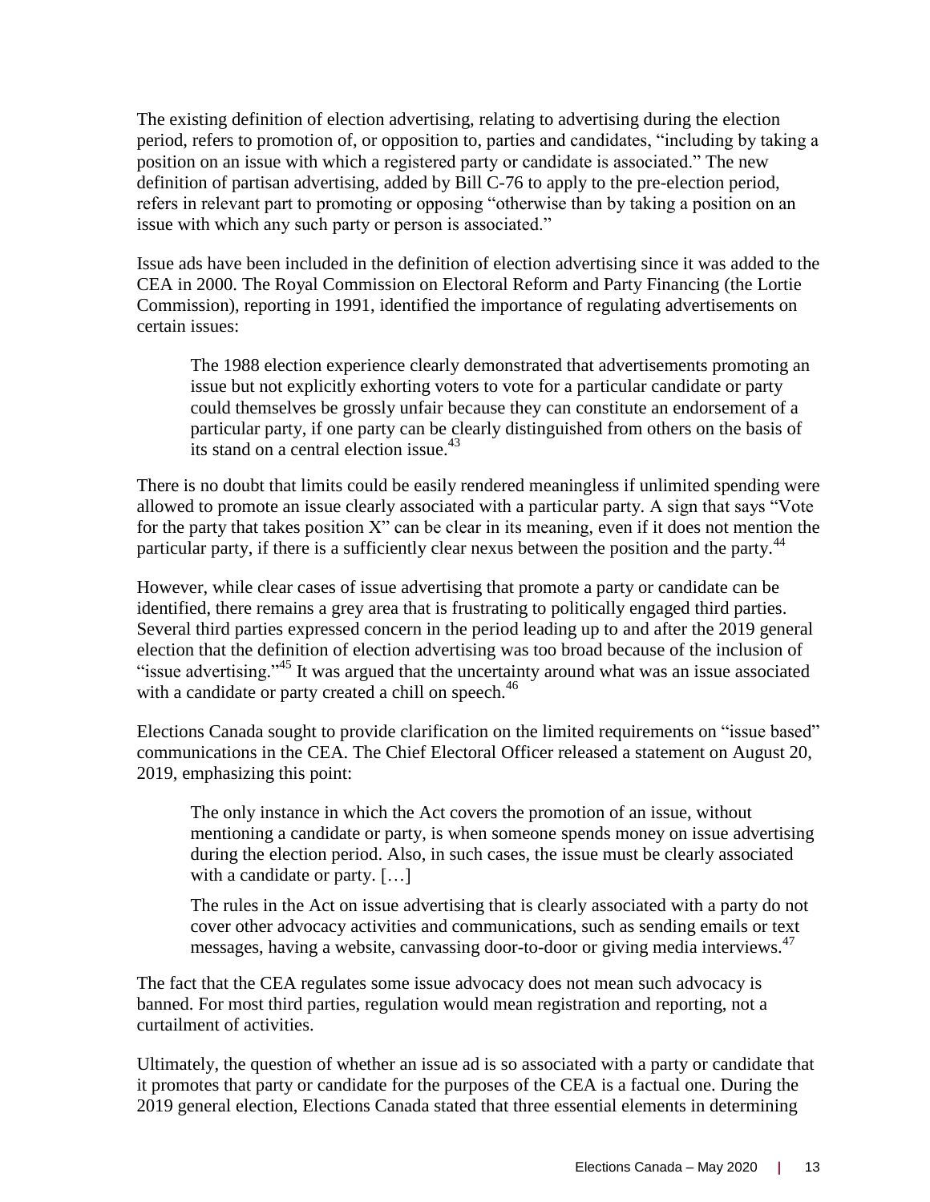The existing definition of election advertising, relating to advertising during the election period, refers to promotion of, or opposition to, parties and candidates, "including by taking a position on an issue with which a registered party or candidate is associated." The new definition of partisan advertising, added by Bill C-76 to apply to the pre-election period, refers in relevant part to promoting or opposing "otherwise than by taking a position on an issue with which any such party or person is associated."

Issue ads have been included in the definition of election advertising since it was added to the CEA in 2000. The Royal Commission on Electoral Reform and Party Financing (the Lortie Commission), reporting in 1991, identified the importance of regulating advertisements on certain issues:

> The 1988 election experience clearly demonstrated that advertisements promoting an issue but not explicitly exhorting voters to vote for a particular candidate or party could themselves be grossly unfair because they can constitute an endorsement of a particular party, if one party can be clearly distinguished from others on the basis of its stand on a central election issue.[43]

There is no doubt that limits could be easily rendered meaningless if unlimited spending were allowed to promote an issue clearly associated with a particular party. A sign that says "Vote for the party that takes position X" can be clear in its meaning, even if it does not mention the particular party, if there is a sufficiently clear nexus between the position and the party.[44]

However, while clear cases of issue advertising that promote a party or candidate can be identified, there remains a grey area that is frustrating to politically engaged third parties. Several third parties expressed concern in the period leading up to and after the 2019 general election that the definition of election advertising was too broad because of the inclusion of "issue advertising."[45] It was argued that the uncertainty around what was an issue associated with a candidate or party created a chill on speech.[46]

Elections Canada sought to provide clarification on the limited requirements on "issue based" communications in the CEA. The Chief Electoral Officer released a statement on August 20, 2019, emphasizing this point:

> The only instance in which the Act covers the promotion of an issue, without mentioning a candidate or party, is when someone spends money on issue advertising during the election period. Also, in such cases, the issue must be clearly associated with a candidate or party. […]
>
> The rules in the Act on issue advertising that is clearly associated with a party do not cover other advocacy activities and communications, such as sending emails or text messages, having a website, canvassing door-to-door or giving media interviews.[47]

The fact that the CEA regulates some issue advocacy does not mean such advocacy is banned. For most third parties, regulation would mean registration and reporting, not a curtailment of activities.

Ultimately, the question of whether an issue ad is so associated with a party or candidate that it promotes that party or candidate for the purposes of the CEA is a factual one. During the 2019 general election, Elections Canada stated that three essential elements in determining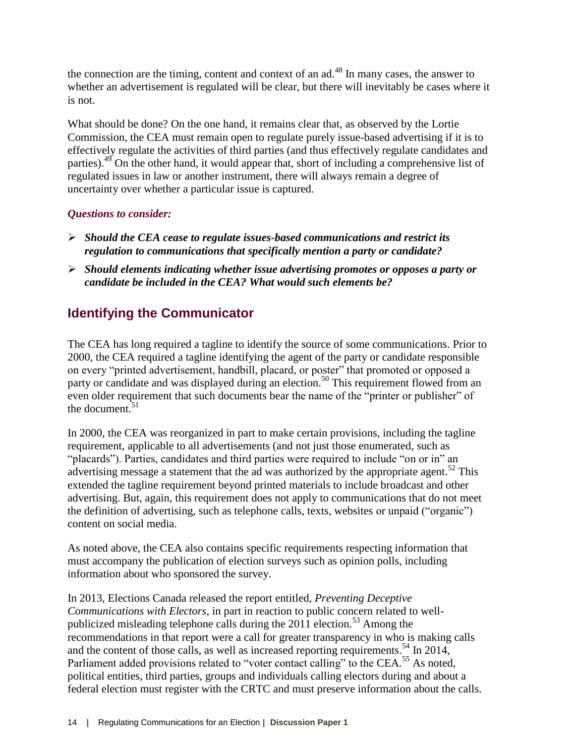the connection are the timing, content and context of an ad.[48] In many cases, the answer to whether an advertisement is regulated will be clear, but there will inevitably be cases where it is not.

What should be done? On the one hand, it remains clear that, as observed by the Lortie Commission, the CEA must remain open to regulate purely issue-based advertising if it is to effectively regulate the activities of third parties (and thus effectively regulate candidates and parties).[49] On the other hand, it would appear that, short of including a comprehensive list of regulated issues in law or another instrument, there will always remain a degree of uncertainty over whether a particular issue is captured.

***Questions to consider:***

- ***Should the CEA cease to regulate issues-based communications and restrict its regulation to communications that specifically mention a party or candidate?***
- ***Should elements indicating whether issue advertising promotes or opposes a party or candidate be included in the CEA? What would such elements be?***

## Identifying the Communicator

The CEA has long required a tagline to identify the source of some communications. Prior to 2000, the CEA required a tagline identifying the agent of the party or candidate responsible on every "printed advertisement, handbill, placard, or poster" that promoted or opposed a party or candidate and was displayed during an election.[50] This requirement flowed from an even older requirement that such documents bear the name of the "printer or publisher" of the document.[51]

In 2000, the CEA was reorganized in part to make certain provisions, including the tagline requirement, applicable to all advertisements (and not just those enumerated, such as "placards"). Parties, candidates and third parties were required to include "on or in" an advertising message a statement that the ad was authorized by the appropriate agent.[52] This extended the tagline requirement beyond printed materials to include broadcast and other advertising. But, again, this requirement does not apply to communications that do not meet the definition of advertising, such as telephone calls, texts, websites or unpaid ("organic") content on social media.

As noted above, the CEA also contains specific requirements respecting information that must accompany the publication of election surveys such as opinion polls, including information about who sponsored the survey.

In 2013, Elections Canada released the report entitled, *Preventing Deceptive Communications with Electors*, in part in reaction to public concern related to well-publicized misleading telephone calls during the 2011 election.[53] Among the recommendations in that report were a call for greater transparency in who is making calls and the content of those calls, as well as increased reporting requirements.[54] In 2014, Parliament added provisions related to "voter contact calling" to the CEA.[55] As noted, political entities, third parties, groups and individuals calling electors during and about a federal election must register with the CRTC and must preserve information about the calls.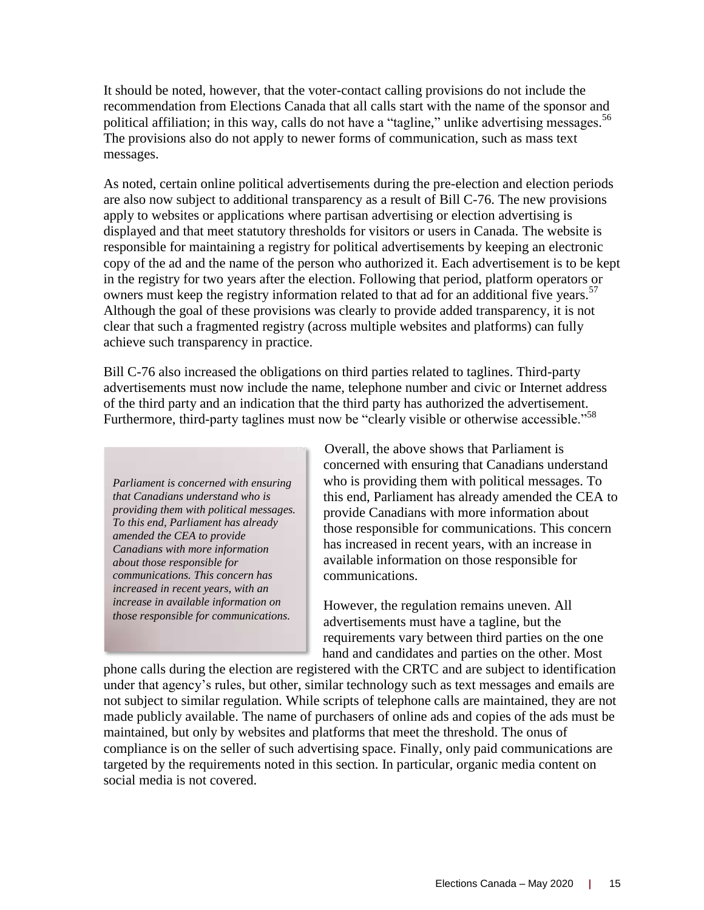It should be noted, however, that the voter-contact calling provisions do not include the recommendation from Elections Canada that all calls start with the name of the sponsor and political affiliation; in this way, calls do not have a "tagline," unlike advertising messages.[56] The provisions also do not apply to newer forms of communication, such as mass text messages.

As noted, certain online political advertisements during the pre-election and election periods are also now subject to additional transparency as a result of Bill C-76. The new provisions apply to websites or applications where partisan advertising or election advertising is displayed and that meet statutory thresholds for visitors or users in Canada. The website is responsible for maintaining a registry for political advertisements by keeping an electronic copy of the ad and the name of the person who authorized it. Each advertisement is to be kept in the registry for two years after the election. Following that period, platform operators or owners must keep the registry information related to that ad for an additional five years.[57] Although the goal of these provisions was clearly to provide added transparency, it is not clear that such a fragmented registry (across multiple websites and platforms) can fully achieve such transparency in practice.

Bill C-76 also increased the obligations on third parties related to taglines. Third-party advertisements must now include the name, telephone number and civic or Internet address of the third party and an indication that the third party has authorized the advertisement. Furthermore, third-party taglines must now be "clearly visible or otherwise accessible."[58]

> *Parliament is concerned with ensuring that Canadians understand who is providing them with political messages. To this end, Parliament has already amended the CEA to provide Canadians with more information about those responsible for communications. This concern has increased in recent years, with an increase in available information on those responsible for communications.*

Overall, the above shows that Parliament is concerned with ensuring that Canadians understand who is providing them with political messages. To this end, Parliament has already amended the CEA to provide Canadians with more information about those responsible for communications. This concern has increased in recent years, with an increase in available information on those responsible for communications.

However, the regulation remains uneven. All advertisements must have a tagline, but the requirements vary between third parties on the one hand and candidates and parties on the other. Most phone calls during the election are registered with the CRTC and are subject to identification under that agency's rules, but other, similar technology such as text messages and emails are not subject to similar regulation. While scripts of telephone calls are maintained, they are not made publicly available. The name of purchasers of online ads and copies of the ads must be maintained, but only by websites and platforms that meet the threshold. The onus of compliance is on the seller of such advertising space. Finally, only paid communications are targeted by the requirements noted in this section. In particular, organic media content on social media is not covered.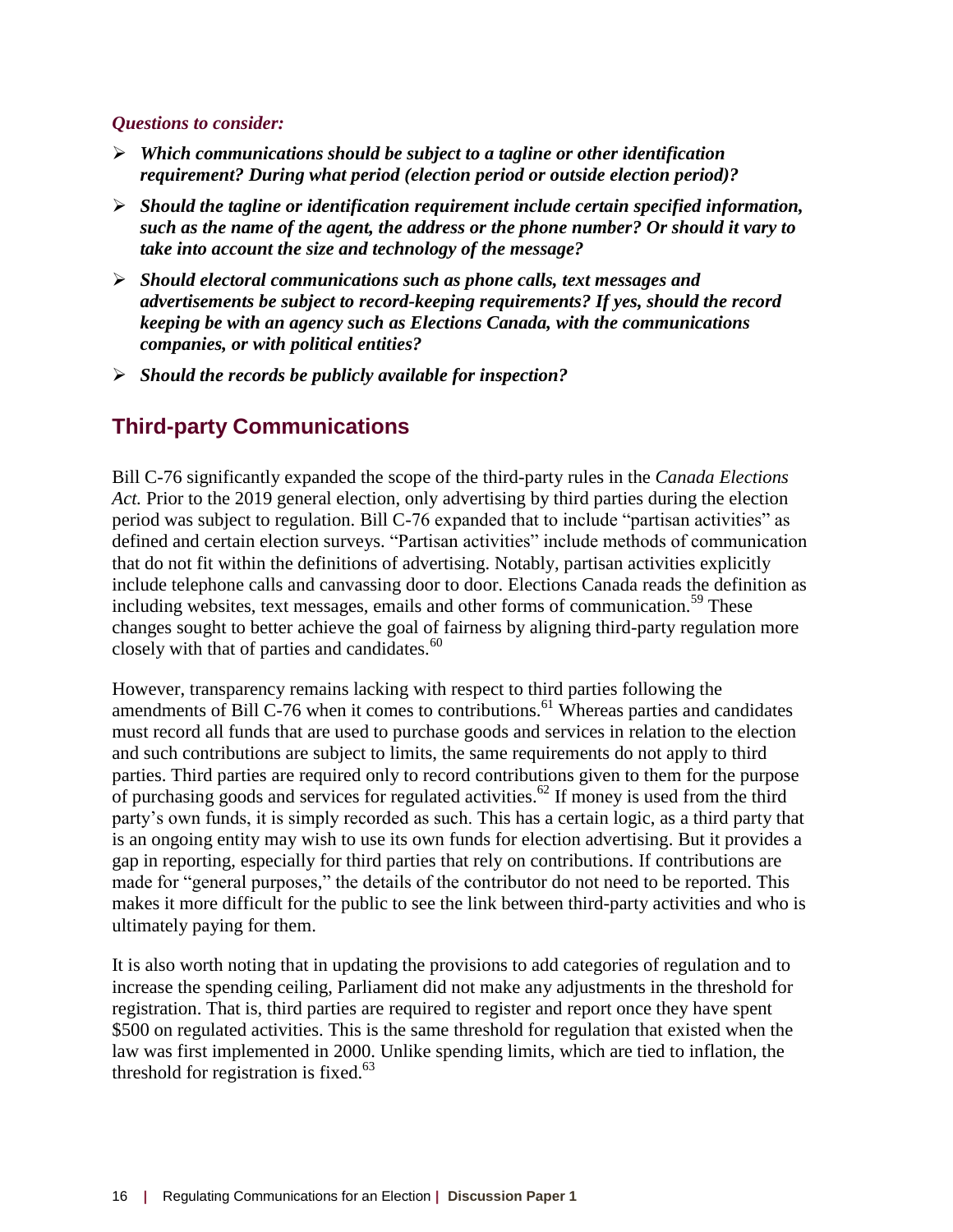***Questions to consider:***

- ***Which communications should be subject to a tagline or other identification requirement? During what period (election period or outside election period)?***
- ***Should the tagline or identification requirement include certain specified information, such as the name of the agent, the address or the phone number? Or should it vary to take into account the size and technology of the message?***
- ***Should electoral communications such as phone calls, text messages and advertisements be subject to record-keeping requirements? If yes, should the record keeping be with an agency such as Elections Canada, with the communications companies, or with political entities?***
- ***Should the records be publicly available for inspection?***

## Third-party Communications

Bill C-76 significantly expanded the scope of the third-party rules in the *Canada Elections Act.* Prior to the 2019 general election, only advertising by third parties during the election period was subject to regulation. Bill C-76 expanded that to include "partisan activities" as defined and certain election surveys. "Partisan activities" include methods of communication that do not fit within the definitions of advertising. Notably, partisan activities explicitly include telephone calls and canvassing door to door. Elections Canada reads the definition as including websites, text messages, emails and other forms of communication.[59] These changes sought to better achieve the goal of fairness by aligning third-party regulation more closely with that of parties and candidates.[60]

However, transparency remains lacking with respect to third parties following the amendments of Bill C-76 when it comes to contributions.[61] Whereas parties and candidates must record all funds that are used to purchase goods and services in relation to the election and such contributions are subject to limits, the same requirements do not apply to third parties. Third parties are required only to record contributions given to them for the purpose of purchasing goods and services for regulated activities.[62] If money is used from the third party's own funds, it is simply recorded as such. This has a certain logic, as a third party that is an ongoing entity may wish to use its own funds for election advertising. But it provides a gap in reporting, especially for third parties that rely on contributions. If contributions are made for "general purposes," the details of the contributor do not need to be reported. This makes it more difficult for the public to see the link between third-party activities and who is ultimately paying for them.

It is also worth noting that in updating the provisions to add categories of regulation and to increase the spending ceiling, Parliament did not make any adjustments in the threshold for registration. That is, third parties are required to register and report once they have spent $500 on regulated activities. This is the same threshold for regulation that existed when the law was first implemented in 2000. Unlike spending limits, which are tied to inflation, the threshold for registration is fixed.[63]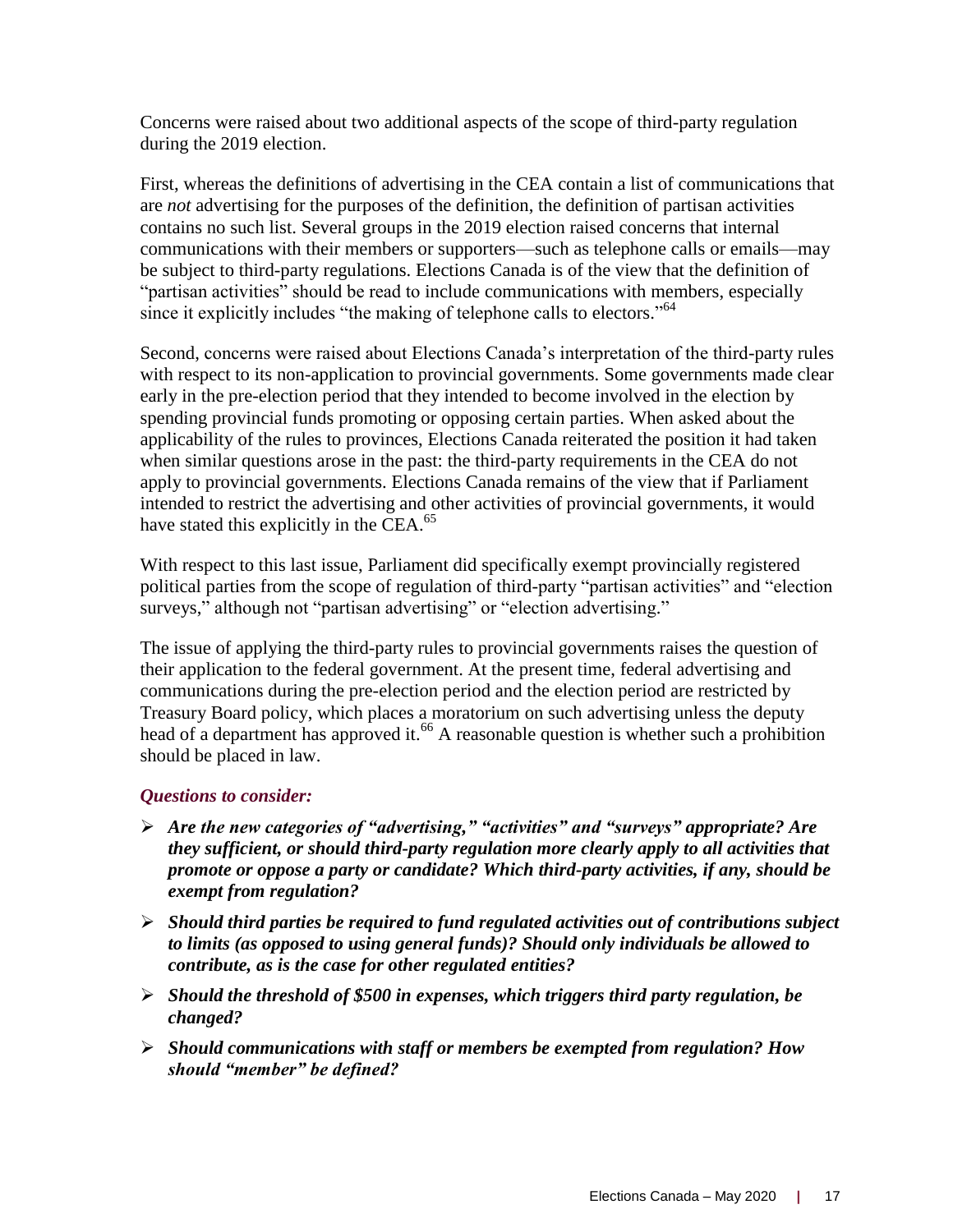Concerns were raised about two additional aspects of the scope of third-party regulation during the 2019 election.

First, whereas the definitions of advertising in the CEA contain a list of communications that are *not* advertising for the purposes of the definition, the definition of partisan activities contains no such list. Several groups in the 2019 election raised concerns that internal communications with their members or supporters—such as telephone calls or emails—may be subject to third-party regulations. Elections Canada is of the view that the definition of "partisan activities" should be read to include communications with members, especially since it explicitly includes "the making of telephone calls to electors."[64]

Second, concerns were raised about Elections Canada's interpretation of the third-party rules with respect to its non-application to provincial governments. Some governments made clear early in the pre-election period that they intended to become involved in the election by spending provincial funds promoting or opposing certain parties. When asked about the applicability of the rules to provinces, Elections Canada reiterated the position it had taken when similar questions arose in the past: the third-party requirements in the CEA do not apply to provincial governments. Elections Canada remains of the view that if Parliament intended to restrict the advertising and other activities of provincial governments, it would have stated this explicitly in the CEA.[65]

With respect to this last issue, Parliament did specifically exempt provincially registered political parties from the scope of regulation of third-party "partisan activities" and "election surveys," although not "partisan advertising" or "election advertising."

The issue of applying the third-party rules to provincial governments raises the question of their application to the federal government. At the present time, federal advertising and communications during the pre-election period and the election period are restricted by Treasury Board policy, which places a moratorium on such advertising unless the deputy head of a department has approved it.[66] A reasonable question is whether such a prohibition should be placed in law.

### *Questions to consider:*

- ***Are the new categories of "advertising," "activities" and "surveys" appropriate? Are they sufficient, or should third-party regulation more clearly apply to all activities that promote or oppose a party or candidate? Which third-party activities, if any, should be exempt from regulation?***
- ***Should third parties be required to fund regulated activities out of contributions subject to limits (as opposed to using general funds)? Should only individuals be allowed to contribute, as is the case for other regulated entities?***
- ***Should the threshold of $500 in expenses, which triggers third party regulation, be changed?***
- ***Should communications with staff or members be exempted from regulation? How should "member" be defined?***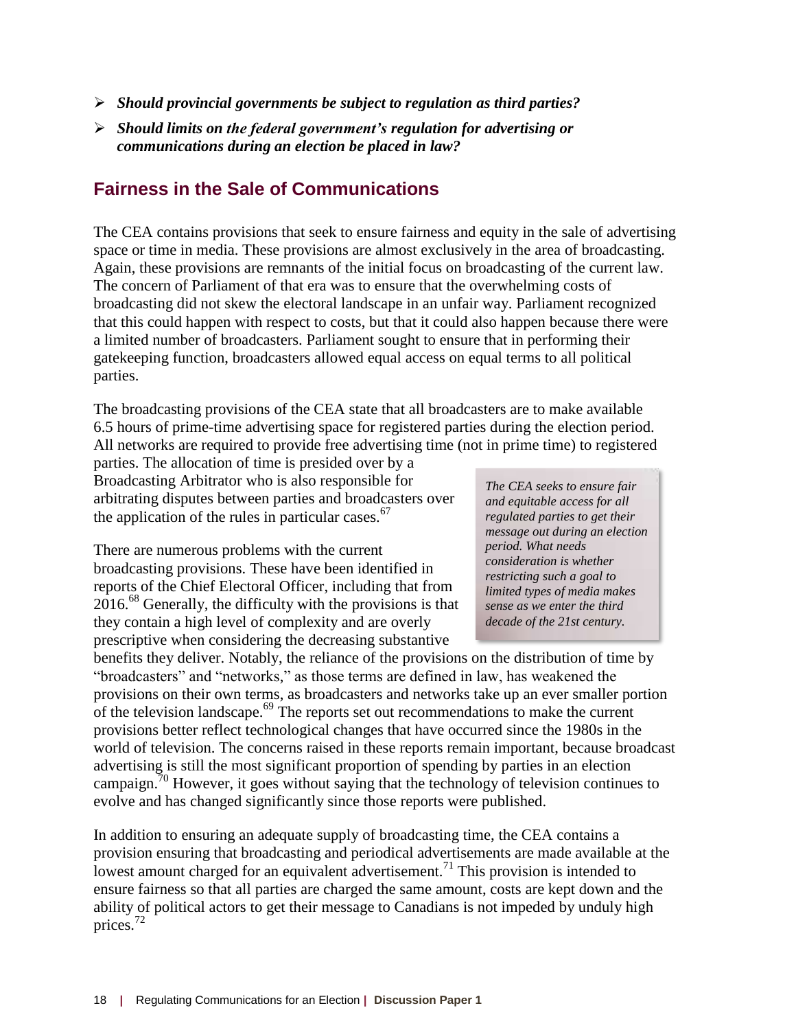- ***Should provincial governments be subject to regulation as third parties?***
- ***Should limits on the federal government's regulation for advertising or communications during an election be placed in law?***

## Fairness in the Sale of Communications

The CEA contains provisions that seek to ensure fairness and equity in the sale of advertising space or time in media. These provisions are almost exclusively in the area of broadcasting. Again, these provisions are remnants of the initial focus on broadcasting of the current law. The concern of Parliament of that era was to ensure that the overwhelming costs of broadcasting did not skew the electoral landscape in an unfair way. Parliament recognized that this could happen with respect to costs, but that it could also happen because there were a limited number of broadcasters. Parliament sought to ensure that in performing their gatekeeping function, broadcasters allowed equal access on equal terms to all political parties.

The broadcasting provisions of the CEA state that all broadcasters are to make available 6.5 hours of prime-time advertising space for registered parties during the election period. All networks are required to provide free advertising time (not in prime time) to registered parties. The allocation of time is presided over by a Broadcasting Arbitrator who is also responsible for arbitrating disputes between parties and broadcasters over the application of the rules in particular cases.[67]

*The CEA seeks to ensure fair and equitable access for all regulated parties to get their message out during an election period. What needs consideration is whether restricting such a goal to limited types of media makes sense as we enter the third decade of the 21st century.*

There are numerous problems with the current broadcasting provisions. These have been identified in reports of the Chief Electoral Officer, including that from 2016.[68] Generally, the difficulty with the provisions is that they contain a high level of complexity and are overly prescriptive when considering the decreasing substantive benefits they deliver. Notably, the reliance of the provisions on the distribution of time by "broadcasters" and "networks," as those terms are defined in law, has weakened the provisions on their own terms, as broadcasters and networks take up an ever smaller portion of the television landscape.[69] The reports set out recommendations to make the current provisions better reflect technological changes that have occurred since the 1980s in the world of television. The concerns raised in these reports remain important, because broadcast advertising is still the most significant proportion of spending by parties in an election campaign.[70] However, it goes without saying that the technology of television continues to evolve and has changed significantly since those reports were published.

In addition to ensuring an adequate supply of broadcasting time, the CEA contains a provision ensuring that broadcasting and periodical advertisements are made available at the lowest amount charged for an equivalent advertisement.[71] This provision is intended to ensure fairness so that all parties are charged the same amount, costs are kept down and the ability of political actors to get their message to Canadians is not impeded by unduly high prices.[72]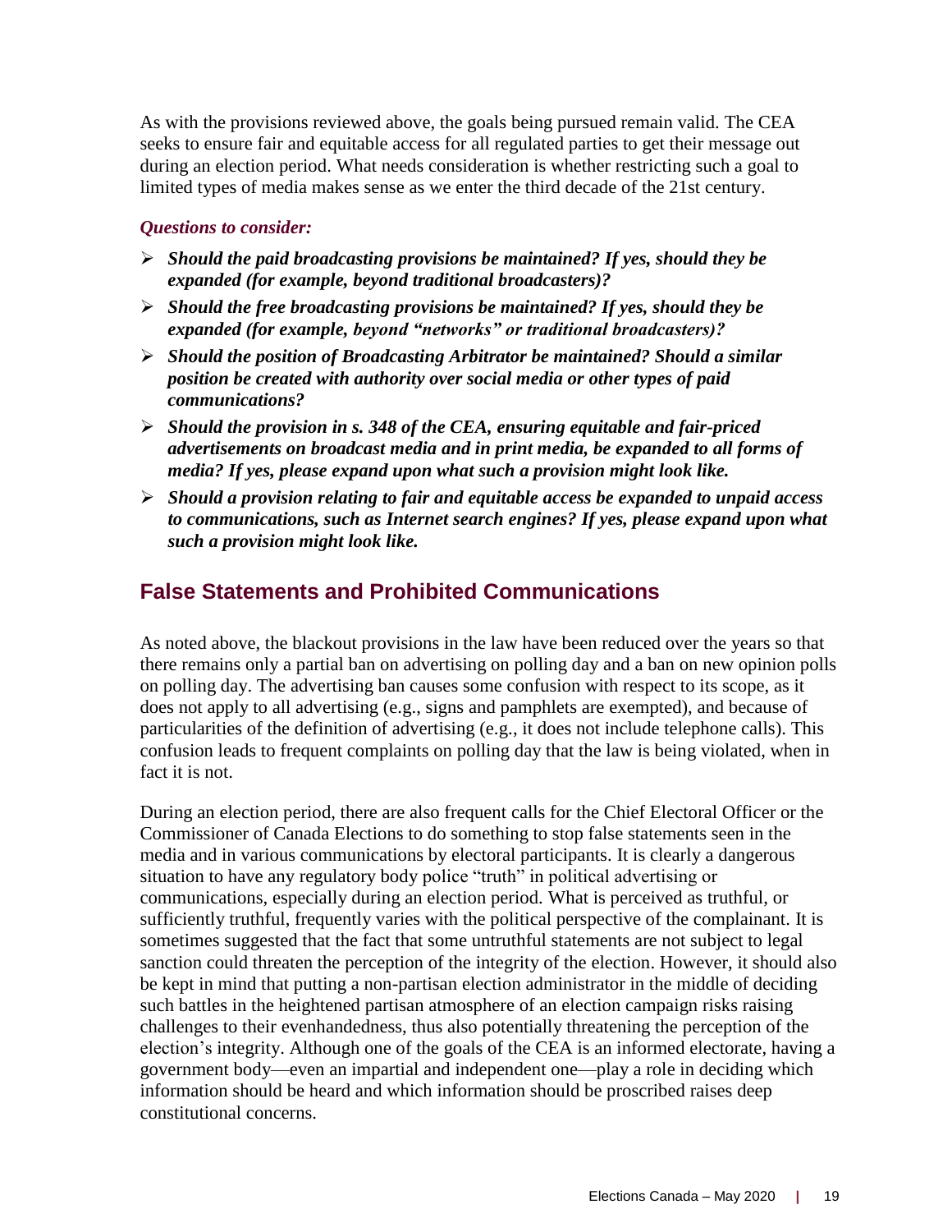As with the provisions reviewed above, the goals being pursued remain valid. The CEA seeks to ensure fair and equitable access for all regulated parties to get their message out during an election period. What needs consideration is whether restricting such a goal to limited types of media makes sense as we enter the third decade of the 21st century.

***Questions to consider:***

- ***Should the paid broadcasting provisions be maintained? If yes, should they be expanded (for example, beyond traditional broadcasters)?***
- ***Should the free broadcasting provisions be maintained? If yes, should they be expanded (for example, beyond "networks" or traditional broadcasters)?***
- ***Should the position of Broadcasting Arbitrator be maintained? Should a similar position be created with authority over social media or other types of paid communications?***
- ***Should the provision in s. 348 of the CEA, ensuring equitable and fair-priced advertisements on broadcast media and in print media, be expanded to all forms of media? If yes, please expand upon what such a provision might look like.***
- ***Should a provision relating to fair and equitable access be expanded to unpaid access to communications, such as Internet search engines? If yes, please expand upon what such a provision might look like.***

## False Statements and Prohibited Communications

As noted above, the blackout provisions in the law have been reduced over the years so that there remains only a partial ban on advertising on polling day and a ban on new opinion polls on polling day. The advertising ban causes some confusion with respect to its scope, as it does not apply to all advertising (e.g., signs and pamphlets are exempted), and because of particularities of the definition of advertising (e.g., it does not include telephone calls). This confusion leads to frequent complaints on polling day that the law is being violated, when in fact it is not.

During an election period, there are also frequent calls for the Chief Electoral Officer or the Commissioner of Canada Elections to do something to stop false statements seen in the media and in various communications by electoral participants. It is clearly a dangerous situation to have any regulatory body police "truth" in political advertising or communications, especially during an election period. What is perceived as truthful, or sufficiently truthful, frequently varies with the political perspective of the complainant. It is sometimes suggested that the fact that some untruthful statements are not subject to legal sanction could threaten the perception of the integrity of the election. However, it should also be kept in mind that putting a non-partisan election administrator in the middle of deciding such battles in the heightened partisan atmosphere of an election campaign risks raising challenges to their evenhandedness, thus also potentially threatening the perception of the election's integrity. Although one of the goals of the CEA is an informed electorate, having a government body—even an impartial and independent one—play a role in deciding which information should be heard and which information should be proscribed raises deep constitutional concerns.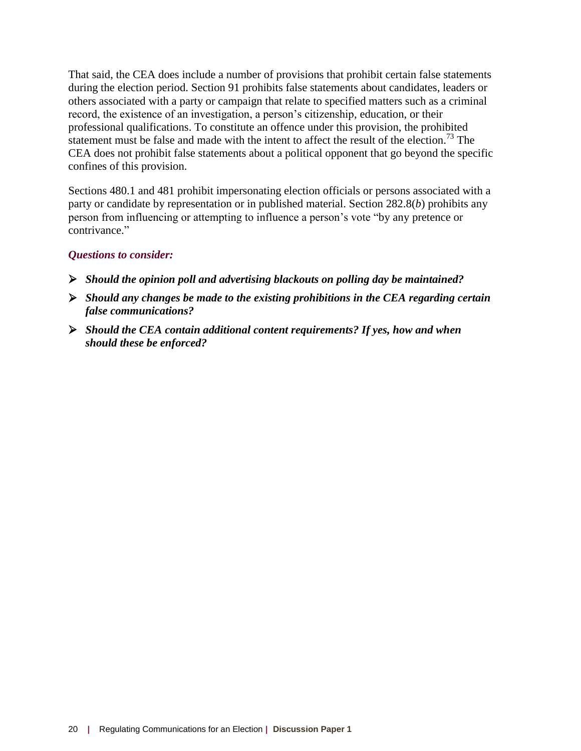That said, the CEA does include a number of provisions that prohibit certain false statements during the election period. Section 91 prohibits false statements about candidates, leaders or others associated with a party or campaign that relate to specified matters such as a criminal record, the existence of an investigation, a person's citizenship, education, or their professional qualifications. To constitute an offence under this provision, the prohibited statement must be false and made with the intent to affect the result of the election.[73] The CEA does not prohibit false statements about a political opponent that go beyond the specific confines of this provision.

Sections 480.1 and 481 prohibit impersonating election officials or persons associated with a party or candidate by representation or in published material. Section 282.8(*b*) prohibits any person from influencing or attempting to influence a person's vote "by any pretence or contrivance."

***Questions to consider:***

- ***Should the opinion poll and advertising blackouts on polling day be maintained?***
- ***Should any changes be made to the existing prohibitions in the CEA regarding certain false communications?***
- ***Should the CEA contain additional content requirements? If yes, how and when should these be enforced?***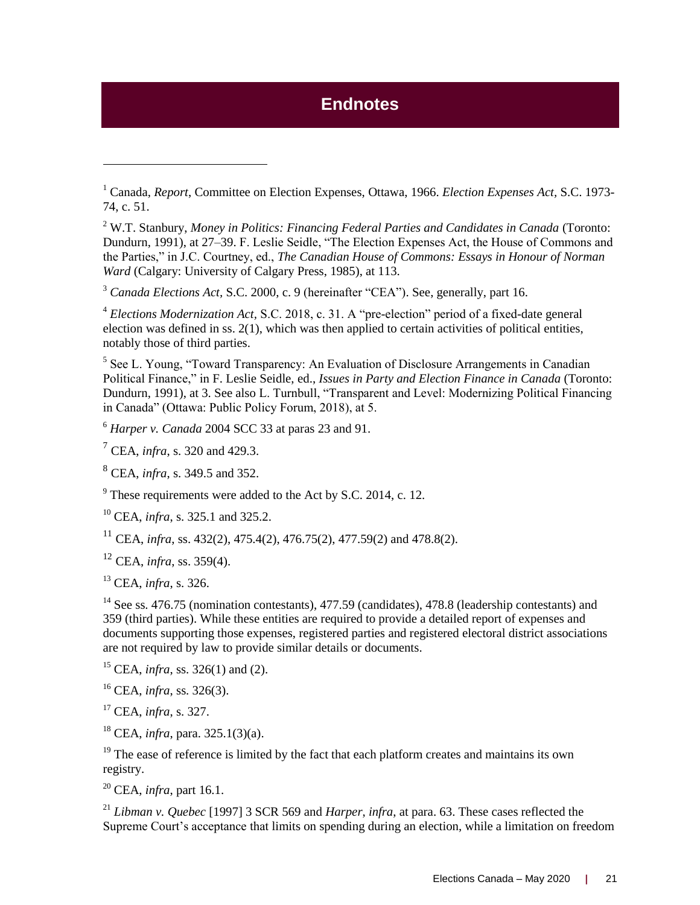# Endnotes

[1] Canada, *Report*, Committee on Election Expenses, Ottawa, 1966. *Election Expenses Act*, S.C. 1973-74, c. 51.

[2] W.T. Stanbury, *Money in Politics: Financing Federal Parties and Candidates in Canada* (Toronto: Dundurn, 1991), at 27–39. F. Leslie Seidle, "The Election Expenses Act, the House of Commons and the Parties," in J.C. Courtney, ed., *The Canadian House of Commons: Essays in Honour of Norman Ward* (Calgary: University of Calgary Press, 1985), at 113.

[3] *Canada Elections Act*, S.C. 2000, c. 9 (hereinafter "CEA"). See, generally, part 16.

[4] *Elections Modernization Act*, S.C. 2018, c. 31. A "pre-election" period of a fixed-date general election was defined in ss. 2(1), which was then applied to certain activities of political entities, notably those of third parties.

[5] See L. Young, "Toward Transparency: An Evaluation of Disclosure Arrangements in Canadian Political Finance," in F. Leslie Seidle, ed., *Issues in Party and Election Finance in Canada* (Toronto: Dundurn, 1991), at 3. See also L. Turnbull, "Transparent and Level: Modernizing Political Financing in Canada" (Ottawa: Public Policy Forum, 2018), at 5.

[6] *Harper v. Canada* 2004 SCC 33 at paras 23 and 91.

[7] CEA, *infra*, s. 320 and 429.3.

[8] CEA, *infra*, s. 349.5 and 352.

[9] These requirements were added to the Act by S.C. 2014, c. 12.

[10] CEA, *infra*, s. 325.1 and 325.2.

[11] CEA, *infra*, ss. 432(2), 475.4(2), 476.75(2), 477.59(2) and 478.8(2).

[12] CEA, *infra*, ss. 359(4).

[13] CEA, *infra*, s. 326.

[14] See ss. 476.75 (nomination contestants), 477.59 (candidates), 478.8 (leadership contestants) and 359 (third parties). While these entities are required to provide a detailed report of expenses and documents supporting those expenses, registered parties and registered electoral district associations are not required by law to provide similar details or documents.

[15] CEA, *infra*, ss. 326(1) and (2).

[16] CEA, *infra*, ss. 326(3).

[17] CEA, *infra*, s. 327.

[18] CEA, *infra*, para. 325.1(3)(a).

[19] The ease of reference is limited by the fact that each platform creates and maintains its own registry.

[20] CEA, *infra*, part 16.1.

[21] *Libman v. Quebec* [1997] 3 SCR 569 and *Harper*, *infra*, at para. 63. These cases reflected the Supreme Court's acceptance that limits on spending during an election, while a limitation on freedom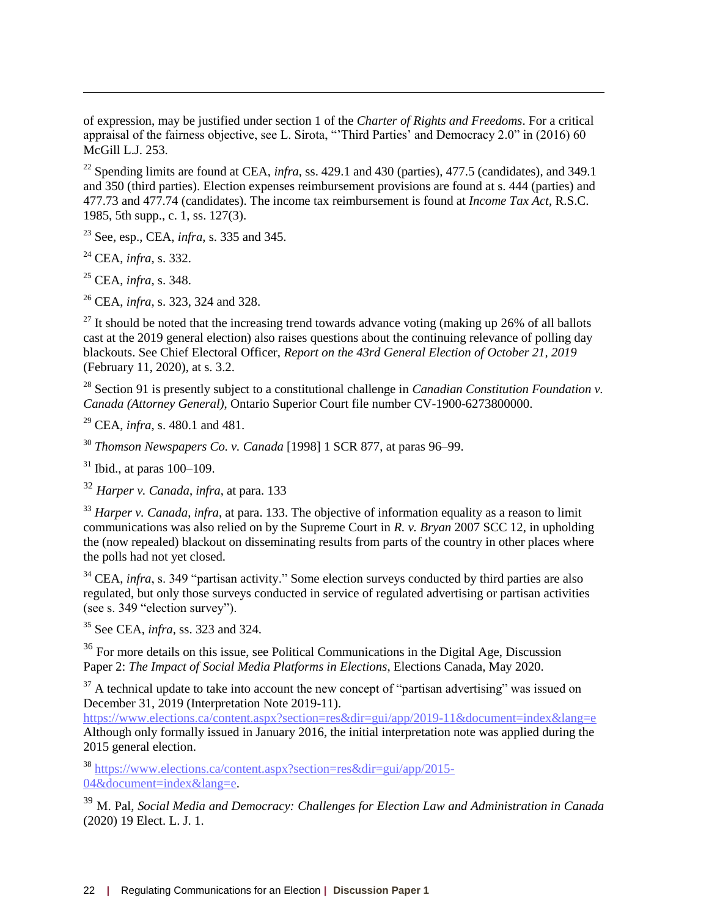of expression, may be justified under section 1 of the *Charter of Rights and Freedoms*. For a critical appraisal of the fairness objective, see L. Sirota, "'Third Parties' and Democracy 2.0" in (2016) 60 McGill L.J. 253.

[22] Spending limits are found at CEA, *infra*, ss. 429.1 and 430 (parties), 477.5 (candidates), and 349.1 and 350 (third parties). Election expenses reimbursement provisions are found at s. 444 (parties) and 477.73 and 477.74 (candidates). The income tax reimbursement is found at *Income Tax Act*, R.S.C. 1985, 5th supp., c. 1, ss. 127(3).

[23] See, esp., CEA, *infra*, s. 335 and 345.

[24] CEA, *infra*, s. 332.

[25] CEA, *infra*, s. 348.

[26] CEA, *infra*, s. 323, 324 and 328.

[27] It should be noted that the increasing trend towards advance voting (making up 26% of all ballots cast at the 2019 general election) also raises questions about the continuing relevance of polling day blackouts. See Chief Electoral Officer, *Report on the 43rd General Election of October 21, 2019* (February 11, 2020), at s. 3.2.

[28] Section 91 is presently subject to a constitutional challenge in *Canadian Constitution Foundation v. Canada (Attorney General)*, Ontario Superior Court file number CV-1900-6273800000.

[29] CEA, *infra*, s. 480.1 and 481.

[30] *Thomson Newspapers Co. v. Canada* [1998] 1 SCR 877, at paras 96–99.

[31] Ibid., at paras 100–109.

[32] *Harper v. Canada*, *infra*, at para. 133

[33] *Harper v. Canada*, *infra*, at para. 133. The objective of information equality as a reason to limit communications was also relied on by the Supreme Court in *R. v. Bryan* 2007 SCC 12, in upholding the (now repealed) blackout on disseminating results from parts of the country in other places where the polls had not yet closed.

[34] CEA, *infra*, s. 349 "partisan activity." Some election surveys conducted by third parties are also regulated, but only those surveys conducted in service of regulated advertising or partisan activities (see s. 349 "election survey").

[35] See CEA, *infra*, ss. 323 and 324.

[36] For more details on this issue, see Political Communications in the Digital Age, Discussion Paper 2: *The Impact of Social Media Platforms in Elections*, Elections Canada, May 2020.

[37] A technical update to take into account the new concept of "partisan advertising" was issued on December 31, 2019 (Interpretation Note 2019-11). https://www.elections.ca/content.aspx?section=res&dir=gui/app/2019-11&document=index&lang=e Although only formally issued in January 2016, the initial interpretation note was applied during the 2015 general election.

[38] https://www.elections.ca/content.aspx?section=res&dir=gui/app/2015-04&document=index&lang=e.

[39] M. Pal, *Social Media and Democracy: Challenges for Election Law and Administration in Canada* (2020) 19 Elect. L. J. 1.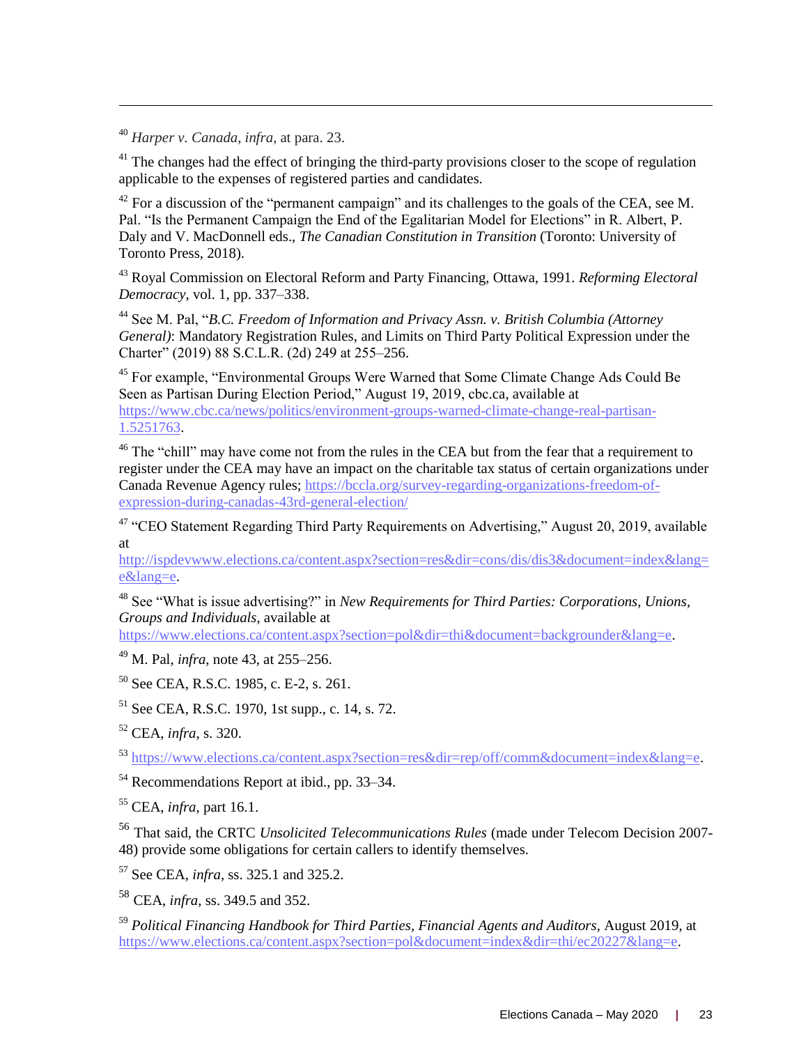[40] *Harper v. Canada*, *infra*, at para. 23.

[41] The changes had the effect of bringing the third-party provisions closer to the scope of regulation applicable to the expenses of registered parties and candidates.

[42] For a discussion of the "permanent campaign" and its challenges to the goals of the CEA, see M. Pal. "Is the Permanent Campaign the End of the Egalitarian Model for Elections" in R. Albert, P. Daly and V. MacDonnell eds., *The Canadian Constitution in Transition* (Toronto: University of Toronto Press, 2018).

[43] Royal Commission on Electoral Reform and Party Financing, Ottawa, 1991. *Reforming Electoral Democracy*, vol. 1, pp. 337–338.

[44] See M. Pal, "*B.C. Freedom of Information and Privacy Assn. v. British Columbia (Attorney General)*: Mandatory Registration Rules, and Limits on Third Party Political Expression under the Charter" (2019) 88 S.C.L.R. (2d) 249 at 255–256.

[45] For example, "Environmental Groups Were Warned that Some Climate Change Ads Could Be Seen as Partisan During Election Period," August 19, 2019, cbc.ca, available at https://www.cbc.ca/news/politics/environment-groups-warned-climate-change-real-partisan-1.5251763.

[46] The "chill" may have come not from the rules in the CEA but from the fear that a requirement to register under the CEA may have an impact on the charitable tax status of certain organizations under Canada Revenue Agency rules; https://bccla.org/survey-regarding-organizations-freedom-of-expression-during-canadas-43rd-general-election/

[47] "CEO Statement Regarding Third Party Requirements on Advertising," August 20, 2019, available at http://ispdevwww.elections.ca/content.aspx?section=res&dir=cons/dis/dis3&document=index&lang=e&lang=e.

[48] See "What is issue advertising?" in *New Requirements for Third Parties: Corporations, Unions, Groups and Individuals*, available at https://www.elections.ca/content.aspx?section=pol&dir=thi&document=backgrounder&lang=e.

[49] M. Pal, *infra*, note 43, at 255–256.

[50] See CEA, R.S.C. 1985, c. E-2, s. 261.

[51] See CEA, R.S.C. 1970, 1st supp., c. 14, s. 72.

[52] CEA, *infra*, s. 320.

[53] https://www.elections.ca/content.aspx?section=res&dir=rep/off/comm&document=index&lang=e.

[54] Recommendations Report at ibid., pp. 33–34.

[55] CEA, *infra*, part 16.1.

[56] That said, the CRTC *Unsolicited Telecommunications Rules* (made under Telecom Decision 2007-48) provide some obligations for certain callers to identify themselves.

[57] See CEA, *infra*, ss. 325.1 and 325.2.

[58] CEA, *infra*, ss. 349.5 and 352.

[59] *Political Financing Handbook for Third Parties, Financial Agents and Auditors*, August 2019, at https://www.elections.ca/content.aspx?section=pol&document=index&dir=thi/ec20227&lang=e.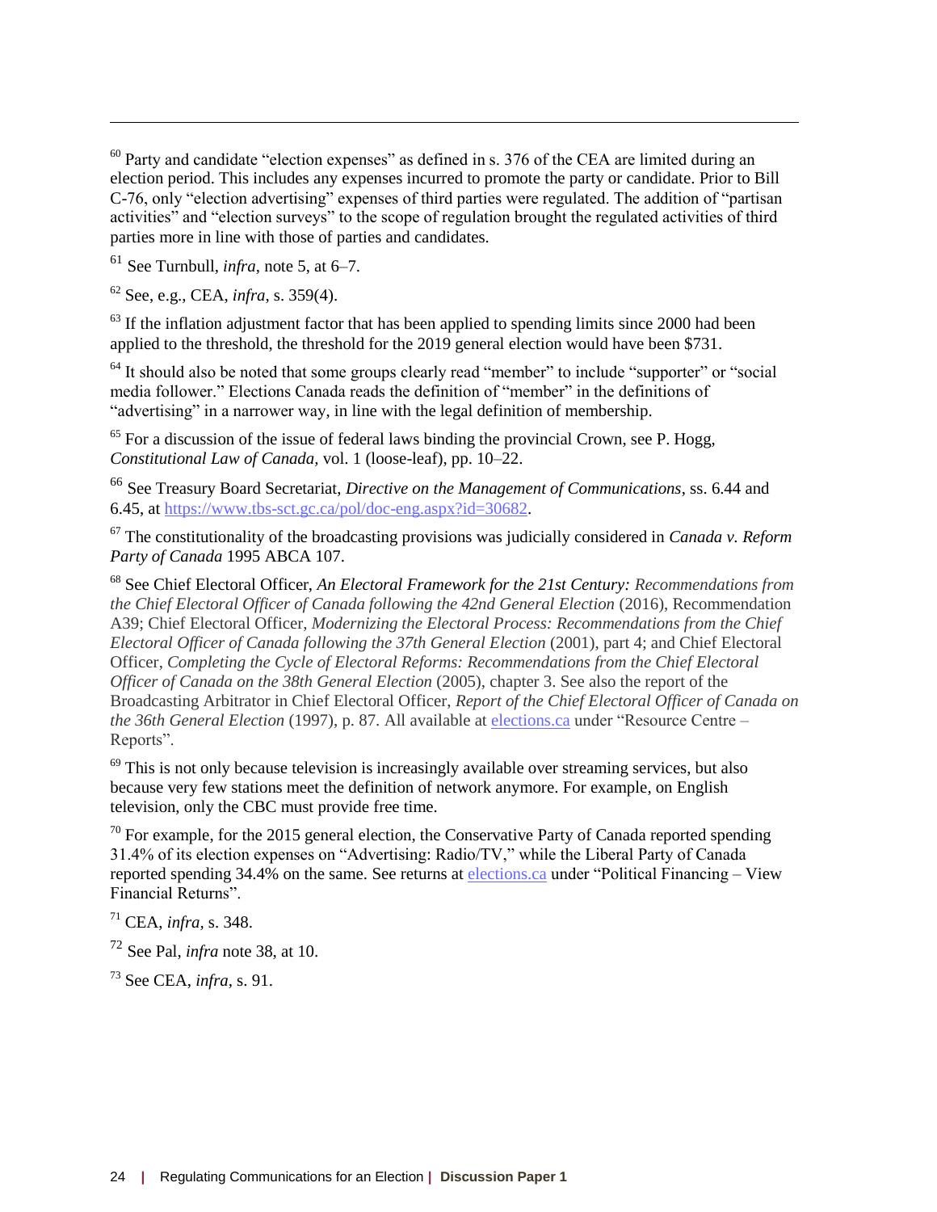[60] Party and candidate "election expenses" as defined in s. 376 of the CEA are limited during an election period. This includes any expenses incurred to promote the party or candidate. Prior to Bill C-76, only "election advertising" expenses of third parties were regulated. The addition of "partisan activities" and "election surveys" to the scope of regulation brought the regulated activities of third parties more in line with those of parties and candidates.

[61] See Turnbull, *infra*, note 5, at 6–7.

[62] See, e.g., CEA, *infra*, s. 359(4).

[63] If the inflation adjustment factor that has been applied to spending limits since 2000 had been applied to the threshold, the threshold for the 2019 general election would have been $731.

[64] It should also be noted that some groups clearly read "member" to include "supporter" or "social media follower." Elections Canada reads the definition of "member" in the definitions of "advertising" in a narrower way, in line with the legal definition of membership.

[65] For a discussion of the issue of federal laws binding the provincial Crown, see P. Hogg, *Constitutional Law of Canada*, vol. 1 (loose-leaf), pp. 10–22.

[66] See Treasury Board Secretariat, *Directive on the Management of Communications*, ss. 6.44 and 6.45, at https://www.tbs-sct.gc.ca/pol/doc-eng.aspx?id=30682.

[67] The constitutionality of the broadcasting provisions was judicially considered in *Canada v. Reform Party of Canada* 1995 ABCA 107.

[68] See Chief Electoral Officer, *An Electoral Framework for the 21st Century: Recommendations from the Chief Electoral Officer of Canada following the 42nd General Election* (2016), Recommendation A39; Chief Electoral Officer, *Modernizing the Electoral Process: Recommendations from the Chief Electoral Officer of Canada following the 37th General Election* (2001), part 4; and Chief Electoral Officer, *Completing the Cycle of Electoral Reforms: Recommendations from the Chief Electoral Officer of Canada on the 38th General Election* (2005), chapter 3. See also the report of the Broadcasting Arbitrator in Chief Electoral Officer, *Report of the Chief Electoral Officer of Canada on the 36th General Election* (1997), p. 87. All available at elections.ca under "Resource Centre – Reports".

[69] This is not only because television is increasingly available over streaming services, but also because very few stations meet the definition of network anymore. For example, on English television, only the CBC must provide free time.

[70] For example, for the 2015 general election, the Conservative Party of Canada reported spending 31.4% of its election expenses on "Advertising: Radio/TV," while the Liberal Party of Canada reported spending 34.4% on the same. See returns at elections.ca under "Political Financing – View Financial Returns".

[71] CEA, *infra*, s. 348.

[72] See Pal, *infra* note 38, at 10.

[73] See CEA, *infra*, s. 91.